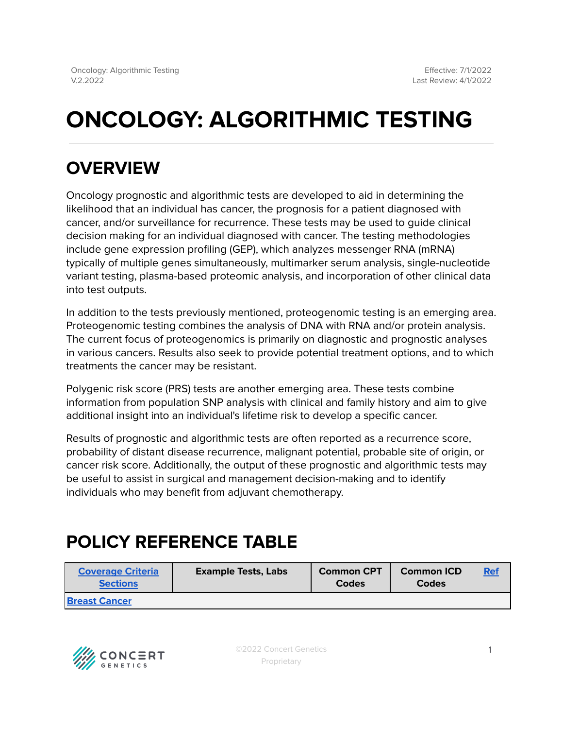# ONCOLOGY: ALGORITHMIC TESTING

## OVERVIEW

Oncology prognostic and algorithmic tests are developed to aid in determining the likelihood that an individual has cancer, the prognosis for a patient diagnosed with cancer, and/or surveillance for recurrence. These tests may be used to guide clinical decision making for an individual diagnosed with cancer. The testing methodologies include gene expression profiling (GEP), which analyzes messenger RNA (mRNA) typically of multiple genes simultaneously, multimarker serum analysis, single-nucleotide variant testing, plasma-based proteomic analysis, and incorporation of other clinical data into test outputs.

In addition to the tests previously mentioned, proteogenomic testing is an emerging area. Proteogenomic testing combines the analysis of DNA with RNA and/or protein analysis. The current focus of proteogenomics is primarily on diagnostic and prognostic analyses in various cancers. Results also seek to provide potential treatment options, and to which treatments the cancer may be resistant.

Polygenic risk score (PRS) tests are another emerging area. These tests combine information from population SNP analysis with clinical and family history and aim to give additional insight into an individual's lifetime risk to develop a specific cancer.

Results of prognostic and algorithmic tests are often reported as a recurrence score, probability of distant disease recurrence, malignant potential, probable site of origin, or cancer risk score. Additionally, the output of these prognostic and algorithmic tests may be useful to assist in surgical and management decision-making and to identify individuals who may benefit from adjuvant chemotherapy.

## POLICY REFERENCE TABLE

| Coverage Criteria Sections | Example Tests, Labs | Common CPT Codes | Common ICD Codes | Ref |
|---|---|---|---|---|
| Breast Cancer | | | | |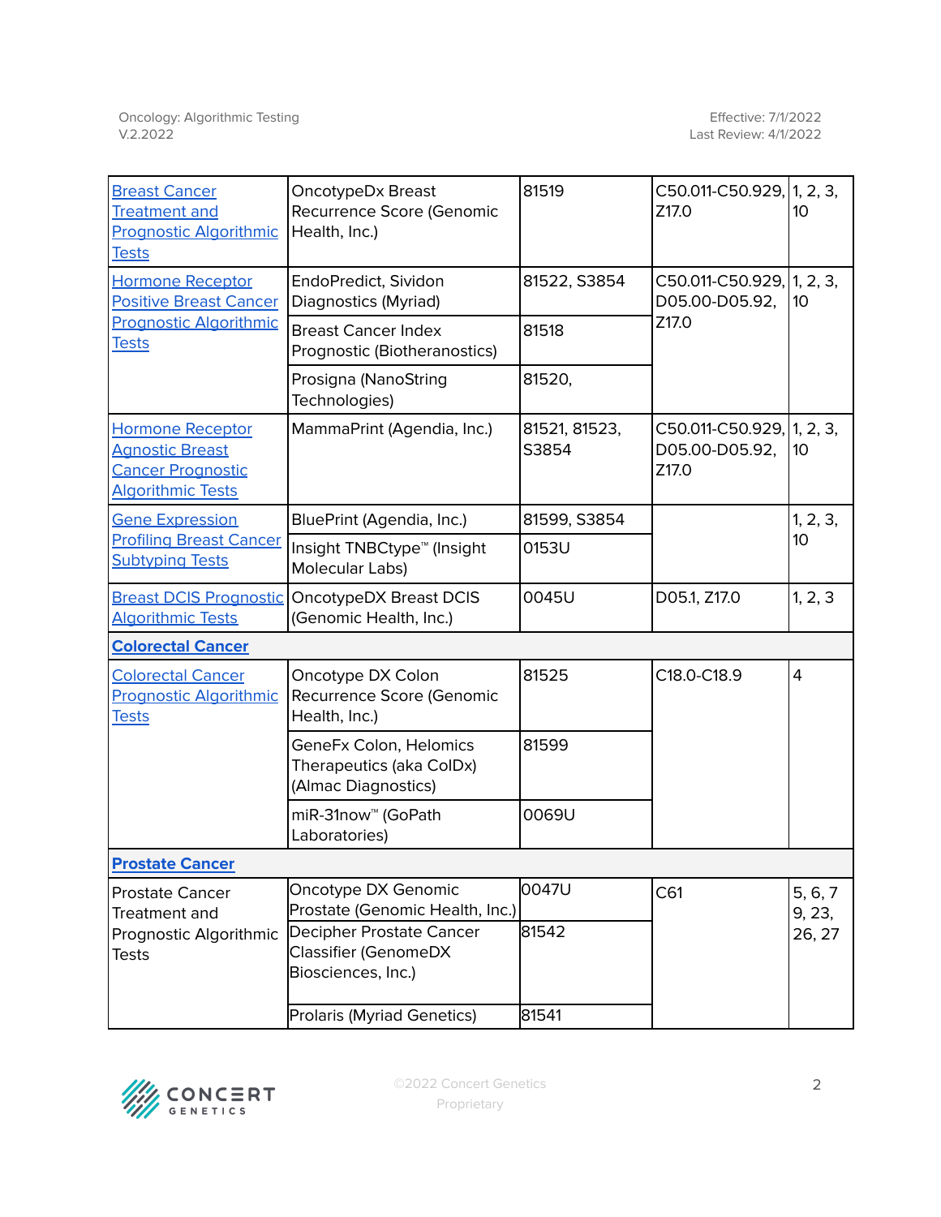| | | | | |
|---|---|---|---|---|
| Breast Cancer Treatment and Prognostic Algorithmic Tests | OncotypeDx Breast Recurrence Score (Genomic Health, Inc.) | 81519 | C50.011-C50.929, Z17.0 | 1, 2, 3, 10 |
| Hormone Receptor Positive Breast Cancer Prognostic Algorithmic Tests | EndoPredict, Sividon Diagnostics (Myriad) | 81522, S3854 | C50.011-C50.929, D05.00-D05.92, Z17.0 | 1, 2, 3, 10 |
| | Breast Cancer Index Prognostic (Biotheranostics) | 81518 | | |
| | Prosigna (NanoString Technologies) | 81520, | | |
| Hormone Receptor Agnostic Breast Cancer Prognostic Algorithmic Tests | MammaPrint (Agendia, Inc.) | 81521, 81523, S3854 | C50.011-C50.929, D05.00-D05.92, Z17.0 | 1, 2, 3, 10 |
| Gene Expression Profiling Breast Cancer Subtyping Tests | BluePrint (Agendia, Inc.) | 81599, S3854 | | 1, 2, 3, 10 |
| | Insight TNBCtype™ (Insight Molecular Labs) | 0153U | | |
| Breast DCIS Prognostic Algorithmic Tests | OncotypeDX Breast DCIS (Genomic Health, Inc.) | 0045U | D05.1, Z17.0 | 1, 2, 3 |
| **Colorectal Cancer** | | | | |
| Colorectal Cancer Prognostic Algorithmic Tests | Oncotype DX Colon Recurrence Score (Genomic Health, Inc.) | 81525 | C18.0-C18.9 | 4 |
| | GeneFx Colon, Helomics Therapeutics (aka ColDx) (Almac Diagnostics) | 81599 | | |
| | miR-31now™ (GoPath Laboratories) | 0069U | | |
| **Prostate Cancer** | | | | |
| Prostate Cancer Treatment and Prognostic Algorithmic Tests | Oncotype DX Genomic Prostate (Genomic Health, Inc.) | 0047U | C61 | 5, 6, 7 9, 23, 26, 27 |
| | Decipher Prostate Cancer Classifier (GenomeDX Biosciences, Inc.) | 81542 | | |
| | Prolaris (Myriad Genetics) | 81541 | | |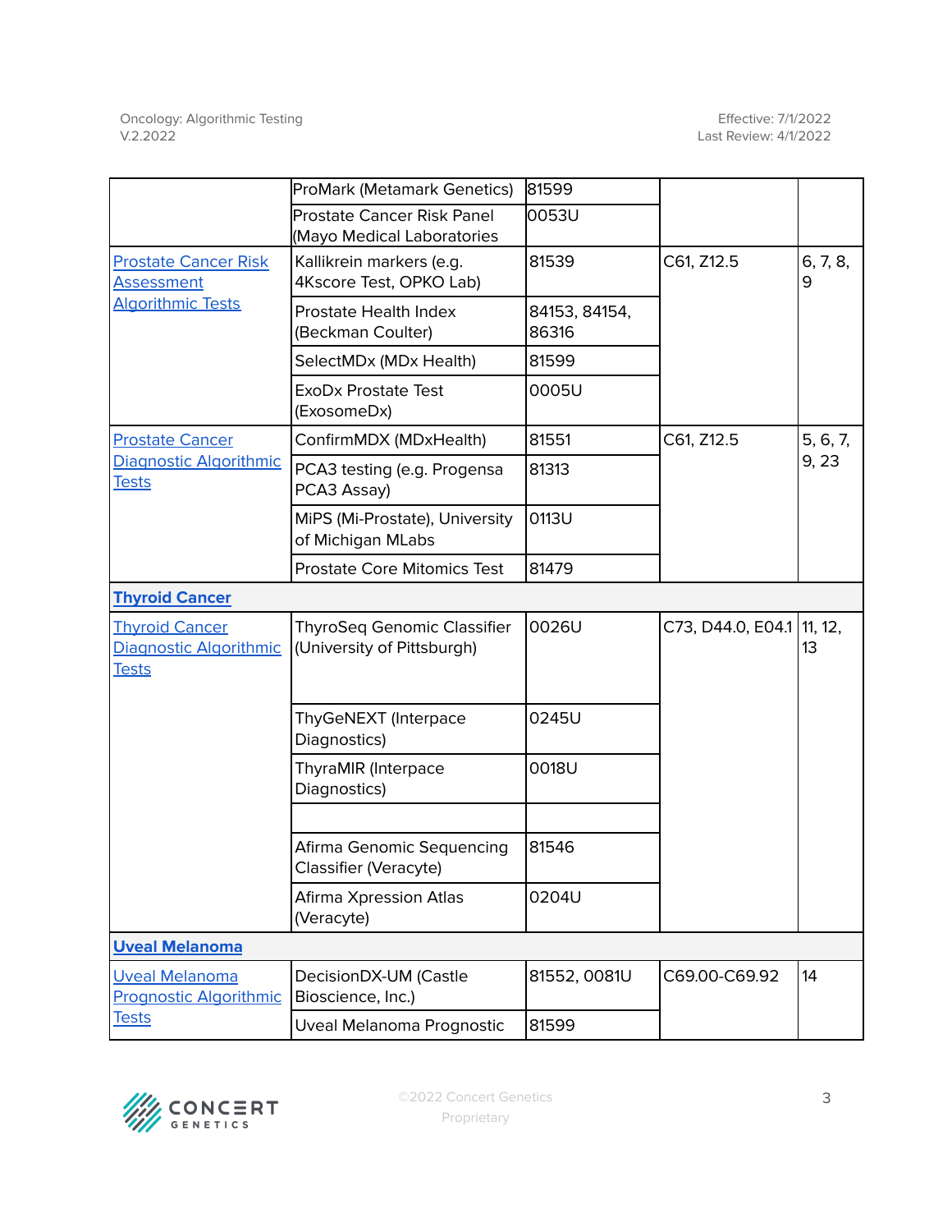| | | | | |
|---|---|---|---|---|
| | ProMark (Metamark Genetics) | 81599 | | |
| | Prostate Cancer Risk Panel (Mayo Medical Laboratories | 0053U | | |
| Prostate Cancer Risk Assessment Algorithmic Tests | Kallikrein markers (e.g. 4Kscore Test, OPKO Lab) | 81539 | C61, Z12.5 | 6, 7, 8, 9 |
| | Prostate Health Index (Beckman Coulter) | 84153, 84154, 86316 | | |
| | SelectMDx (MDx Health) | 81599 | | |
| | ExoDx Prostate Test (ExosomeDx) | 0005U | | |
| Prostate Cancer Diagnostic Algorithmic Tests | ConfirmMDX (MDxHealth) | 81551 | C61, Z12.5 | 5, 6, 7, 9, 23 |
| | PCA3 testing (e.g. Progensa PCA3 Assay) | 81313 | | |
| | MiPS (Mi-Prostate), University of Michigan MLabs | 0113U | | |
| | Prostate Core Mitomics Test | 81479 | | |
| **Thyroid Cancer** | | | | |
| Thyroid Cancer Diagnostic Algorithmic Tests | ThyroSeq Genomic Classifier (University of Pittsburgh) | 0026U | C73, D44.0, E04.1 | 11, 12, 13 |
| | ThyGeNEXT (Interpace Diagnostics) | 0245U | | |
| | ThyraMIR (Interpace Diagnostics) | 0018U | | |
| | | | | |
| | Afirma Genomic Sequencing Classifier (Veracyte) | 81546 | | |
| | Afirma Xpression Atlas (Veracyte) | 0204U | | |
| **Uveal Melanoma** | | | | |
| Uveal Melanoma Prognostic Algorithmic Tests | DecisionDX-UM (Castle Bioscience, Inc.) | 81552, 0081U | C69.00-C69.92 | 14 |
| | Uveal Melanoma Prognostic | 81599 | | |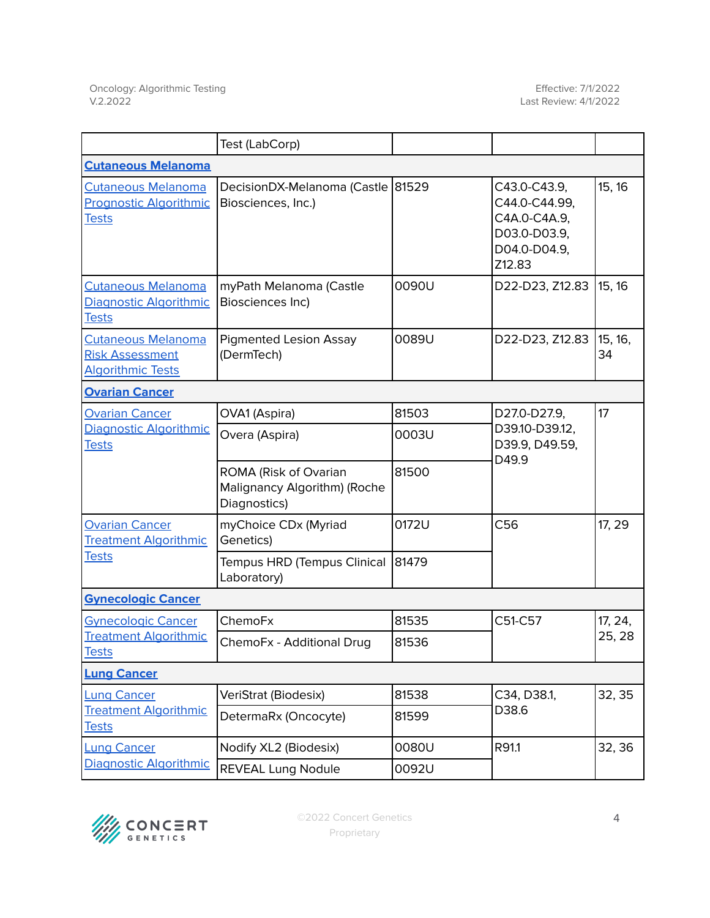| | Test (LabCorp) | | | |
|---|---|---|---|---|
| **Cutaneous Melanoma** | | | | |
| Cutaneous Melanoma Prognostic Algorithmic Tests | DecisionDX-Melanoma (Castle Biosciences, Inc.) | 81529 | C43.0-C43.9, C44.0-C44.99, C4A.0-C4A.9, D03.0-D03.9, D04.0-D04.9, Z12.83 | 15, 16 |
| Cutaneous Melanoma Diagnostic Algorithmic Tests | myPath Melanoma (Castle Biosciences Inc) | 0090U | D22-D23, Z12.83 | 15, 16 |
| Cutaneous Melanoma Risk Assessment Algorithmic Tests | Pigmented Lesion Assay (DermTech) | 0089U | D22-D23, Z12.83 | 15, 16, 34 |
| **Ovarian Cancer** | | | | |
| Ovarian Cancer Diagnostic Algorithmic Tests | OVA1 (Aspira) | 81503 | D27.0-D27.9, D39.10-D39.12, D39.9, D49.59, D49.9 | 17 |
| | Overa (Aspira) | 0003U | | |
| | ROMA (Risk of Ovarian Malignancy Algorithm) (Roche Diagnostics) | 81500 | | |
| Ovarian Cancer Treatment Algorithmic Tests | myChoice CDx (Myriad Genetics) | 0172U | C56 | 17, 29 |
| | Tempus HRD (Tempus Clinical Laboratory) | 81479 | | |
| **Gynecologic Cancer** | | | | |
| Gynecologic Cancer Treatment Algorithmic Tests | ChemoFx | 81535 | C51-C57 | 17, 24, 25, 28 |
| | ChemoFx - Additional Drug | 81536 | | |
| **Lung Cancer** | | | | |
| Lung Cancer Treatment Algorithmic Tests | VeriStrat (Biodesix) | 81538 | C34, D38.1, D38.6 | 32, 35 |
| | DetermaRx (Oncocyte) | 81599 | | |
| Lung Cancer Diagnostic Algorithmic | Nodify XL2 (Biodesix) | 0080U | R91.1 | 32, 36 |
| | REVEAL Lung Nodule | 0092U | | |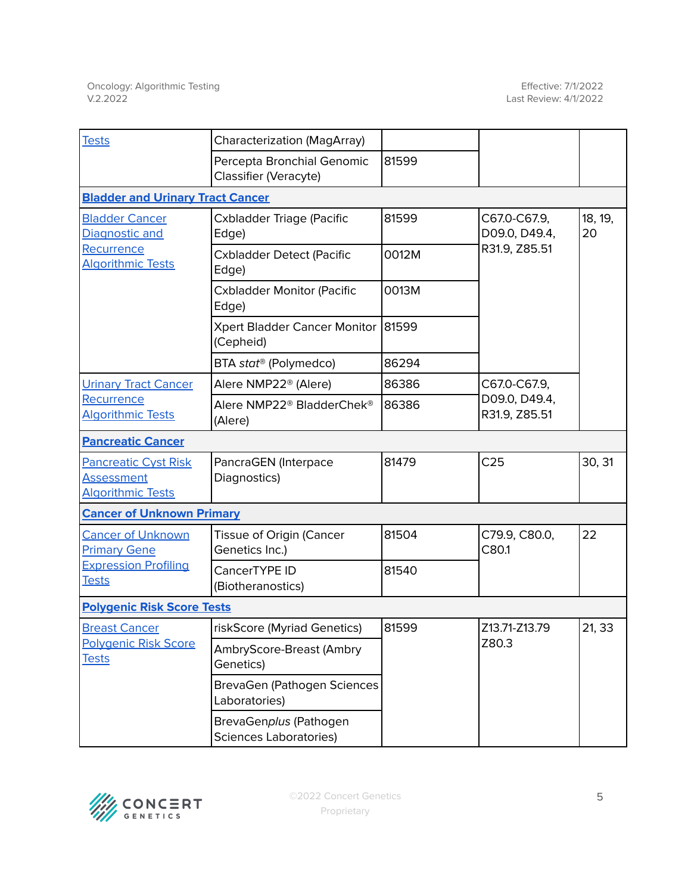| | | | | |
|---|---|---|---|---|
| Tests | Characterization (MagArray) | | | |
| | Percepta Bronchial Genomic Classifier (Veracyte) | 81599 | | |
| **Bladder and Urinary Tract Cancer** | | | | |
| Bladder Cancer Diagnostic and Recurrence Algorithmic Tests | Cxbladder Triage (Pacific Edge) | 81599 | C67.0-C67.9, D09.0, D49.4, R31.9, Z85.51 | 18, 19, 20 |
| | Cxbladder Detect (Pacific Edge) | 0012M | | |
| | Cxbladder Monitor (Pacific Edge) | 0013M | | |
| | Xpert Bladder Cancer Monitor (Cepheid) | 81599 | | |
| | BTA *stat*® (Polymedco) | 86294 | | |
| Urinary Tract Cancer Recurrence Algorithmic Tests | Alere NMP22® (Alere) | 86386 | C67.0-C67.9, D09.0, D49.4, R31.9, Z85.51 | |
| | Alere NMP22® BladderChek® (Alere) | 86386 | | |
| **Pancreatic Cancer** | | | | |
| Pancreatic Cyst Risk Assessment Algorithmic Tests | PancraGEN (Interpace Diagnostics) | 81479 | C25 | 30, 31 |
| **Cancer of Unknown Primary** | | | | |
| Cancer of Unknown Primary Gene Expression Profiling Tests | Tissue of Origin (Cancer Genetics Inc.) | 81504 | C79.9, C80.0, C80.1 | 22 |
| | CancerTYPE ID (Biotheranostics) | 81540 | | |
| **Polygenic Risk Score Tests** | | | | |
| Breast Cancer Polygenic Risk Score Tests | riskScore (Myriad Genetics) | 81599 | Z13.71-Z13.79 Z80.3 | 21, 33 |
| | AmbryScore-Breast (Ambry Genetics) | | | |
| | BrevaGen (Pathogen Sciences Laboratories) | | | |
| | BrevaGen*plus* (Pathogen Sciences Laboratories) | | | |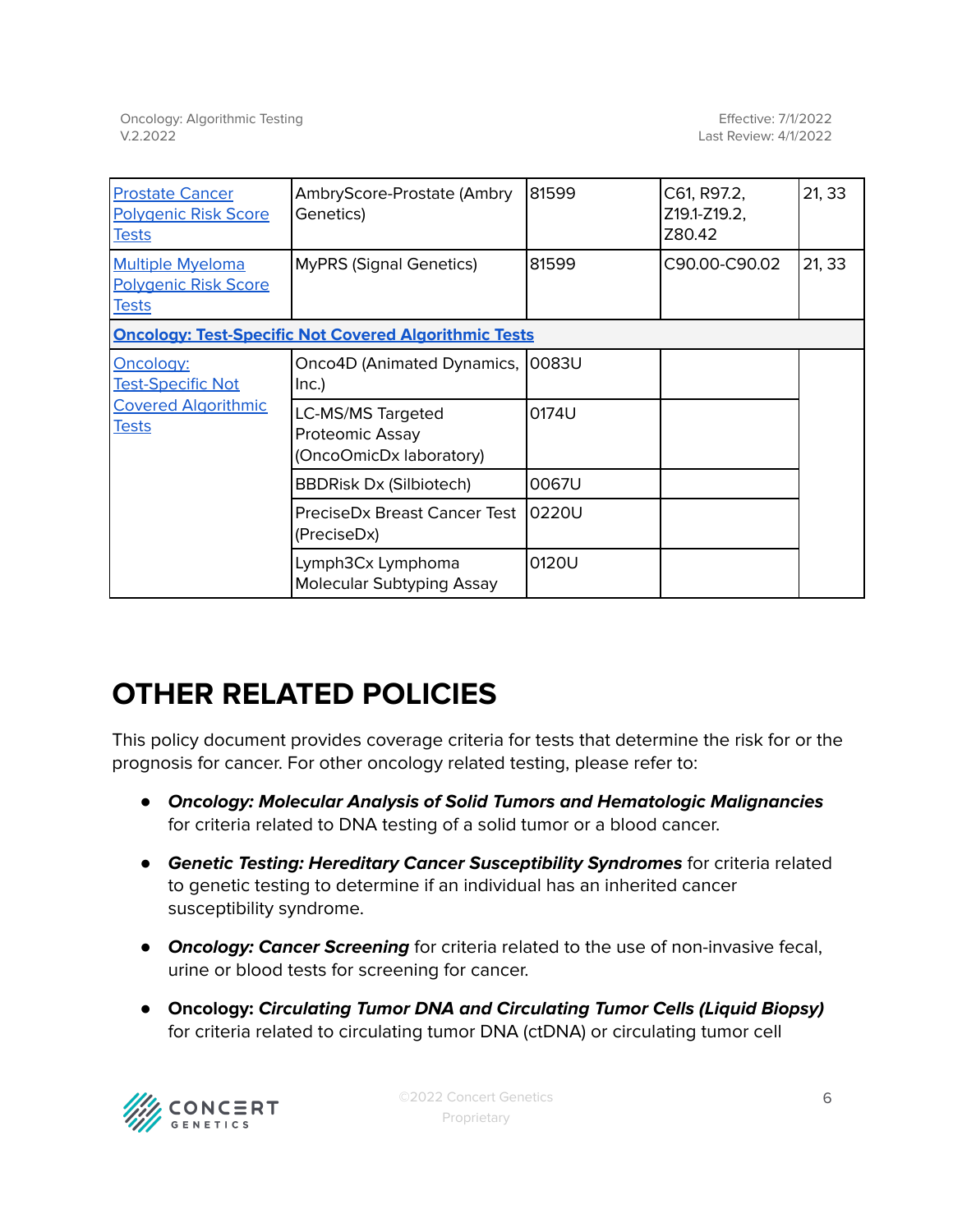| | | | | |
|---|---|---|---|---|
| Prostate Cancer Polygenic Risk Score Tests | AmbryScore-Prostate (Ambry Genetics) | 81599 | C61, R97.2, Z19.1-Z19.2, Z80.42 | 21, 33 |
| Multiple Myeloma Polygenic Risk Score Tests | MyPRS (Signal Genetics) | 81599 | C90.00-C90.02 | 21, 33 |
| **Oncology: Test-Specific Not Covered Algorithmic Tests** | | | | |
| Oncology: Test-Specific Not Covered Algorithmic Tests | Onco4D (Animated Dynamics, Inc.) | 0083U | | |
| | LC-MS/MS Targeted Proteomic Assay (OncoOmicDx laboratory) | 0174U | | |
| | BBDRisk Dx (Silbiotech) | 0067U | | |
| | PreciseDx Breast Cancer Test (PreciseDx) | 0220U | | |
| | Lymph3Cx Lymphoma Molecular Subtyping Assay | 0120U | | |

# OTHER RELATED POLICIES

This policy document provides coverage criteria for tests that determine the risk for or the prognosis for cancer. For other oncology related testing, please refer to:

- ***Oncology: Molecular Analysis of Solid Tumors and Hematologic Malignancies*** for criteria related to DNA testing of a solid tumor or a blood cancer.
- ***Genetic Testing: Hereditary Cancer Susceptibility Syndromes*** for criteria related to genetic testing to determine if an individual has an inherited cancer susceptibility syndrome.
- ***Oncology: Cancer Screening*** for criteria related to the use of non-invasive fecal, urine or blood tests for screening for cancer.
- **Oncology: *Circulating Tumor DNA and Circulating Tumor Cells (Liquid Biopsy)*** for criteria related to circulating tumor DNA (ctDNA) or circulating tumor cell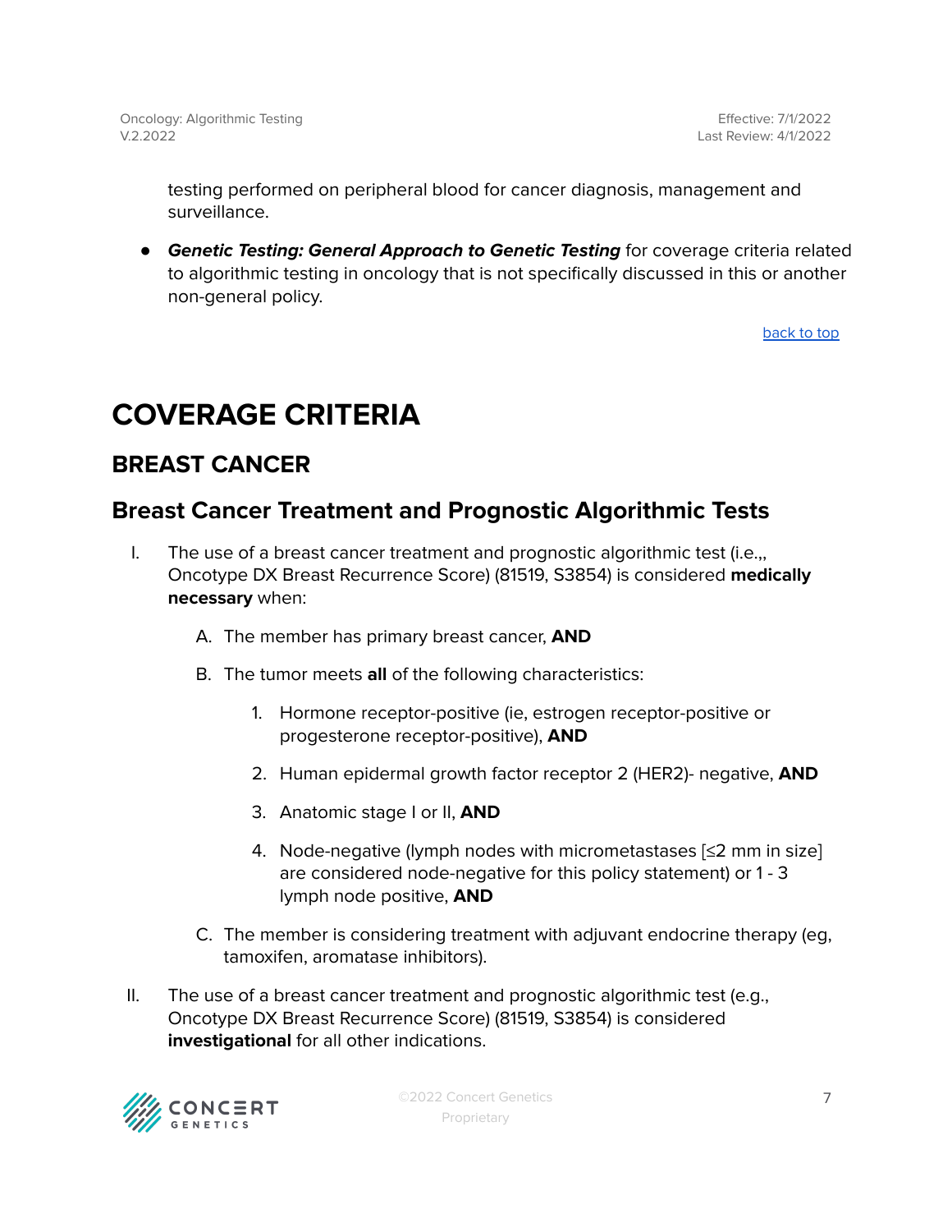testing performed on peripheral blood for cancer diagnosis, management and surveillance.

- ***Genetic Testing: General Approach to Genetic Testing*** for coverage criteria related to algorithmic testing in oncology that is not specifically discussed in this or another non-general policy.

back to top

# COVERAGE CRITERIA

## BREAST CANCER

## Breast Cancer Treatment and Prognostic Algorithmic Tests

I. The use of a breast cancer treatment and prognostic algorithmic test (i.e.,, Oncotype DX Breast Recurrence Score) (81519, S3854) is considered **medically necessary** when:

   A. The member has primary breast cancer, **AND**

   B. The tumor meets **all** of the following characteristics:

      1. Hormone receptor-positive (ie, estrogen receptor-positive or progesterone receptor-positive), **AND**

      2. Human epidermal growth factor receptor 2 (HER2)- negative, **AND**

      3. Anatomic stage I or II, **AND**

      4. Node-negative (lymph nodes with micrometastases [≤2 mm in size] are considered node-negative for this policy statement) or 1 - 3 lymph node positive, **AND**

   C. The member is considering treatment with adjuvant endocrine therapy (eg, tamoxifen, aromatase inhibitors).

II. The use of a breast cancer treatment and prognostic algorithmic test (e.g., Oncotype DX Breast Recurrence Score) (81519, S3854) is considered **investigational** for all other indications.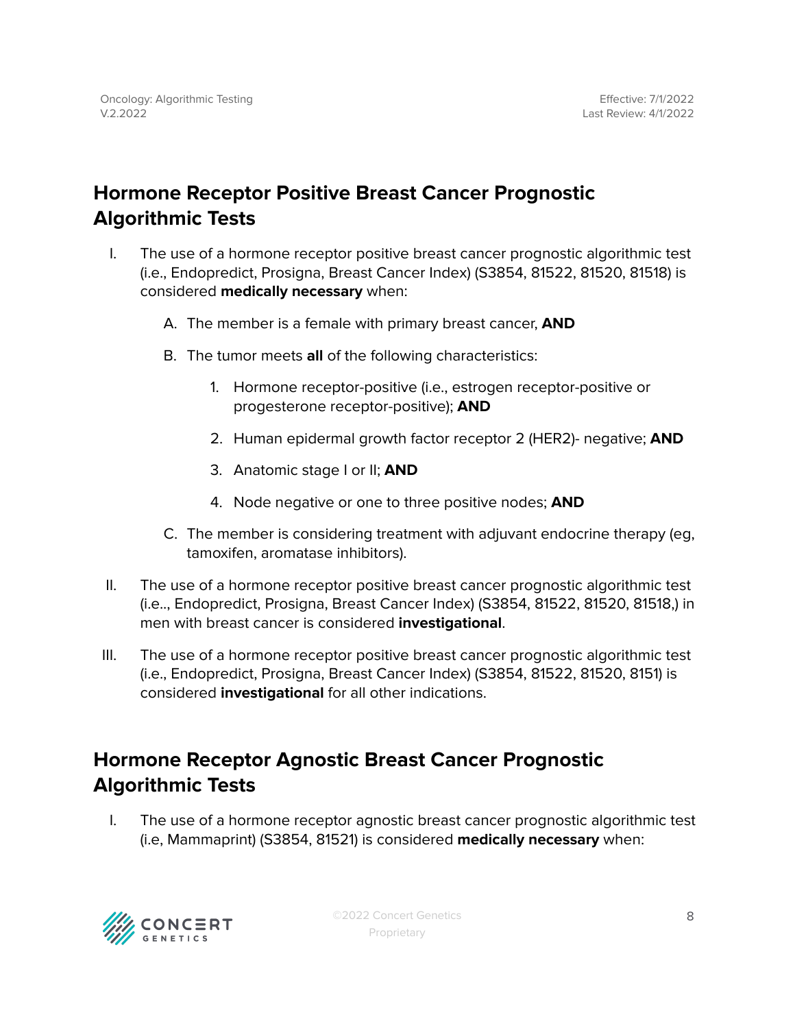## Hormone Receptor Positive Breast Cancer Prognostic Algorithmic Tests

I. The use of a hormone receptor positive breast cancer prognostic algorithmic test (i.e., Endopredict, Prosigna, Breast Cancer Index) (S3854, 81522, 81520, 81518) is considered **medically necessary** when:

   A. The member is a female with primary breast cancer, **AND**

   B. The tumor meets **all** of the following characteristics:

      1. Hormone receptor-positive (i.e., estrogen receptor-positive or progesterone receptor-positive); **AND**

      2. Human epidermal growth factor receptor 2 (HER2)- negative; **AND**

      3. Anatomic stage I or II; **AND**

      4. Node negative or one to three positive nodes; **AND**

   C. The member is considering treatment with adjuvant endocrine therapy (eg, tamoxifen, aromatase inhibitors).

II. The use of a hormone receptor positive breast cancer prognostic algorithmic test (i.e.., Endopredict, Prosigna, Breast Cancer Index) (S3854, 81522, 81520, 81518,) in men with breast cancer is considered **investigational**.

III. The use of a hormone receptor positive breast cancer prognostic algorithmic test (i.e., Endopredict, Prosigna, Breast Cancer Index) (S3854, 81522, 81520, 8151) is considered **investigational** for all other indications.

## Hormone Receptor Agnostic Breast Cancer Prognostic Algorithmic Tests

I. The use of a hormone receptor agnostic breast cancer prognostic algorithmic test (i.e, Mammaprint) (S3854, 81521) is considered **medically necessary** when: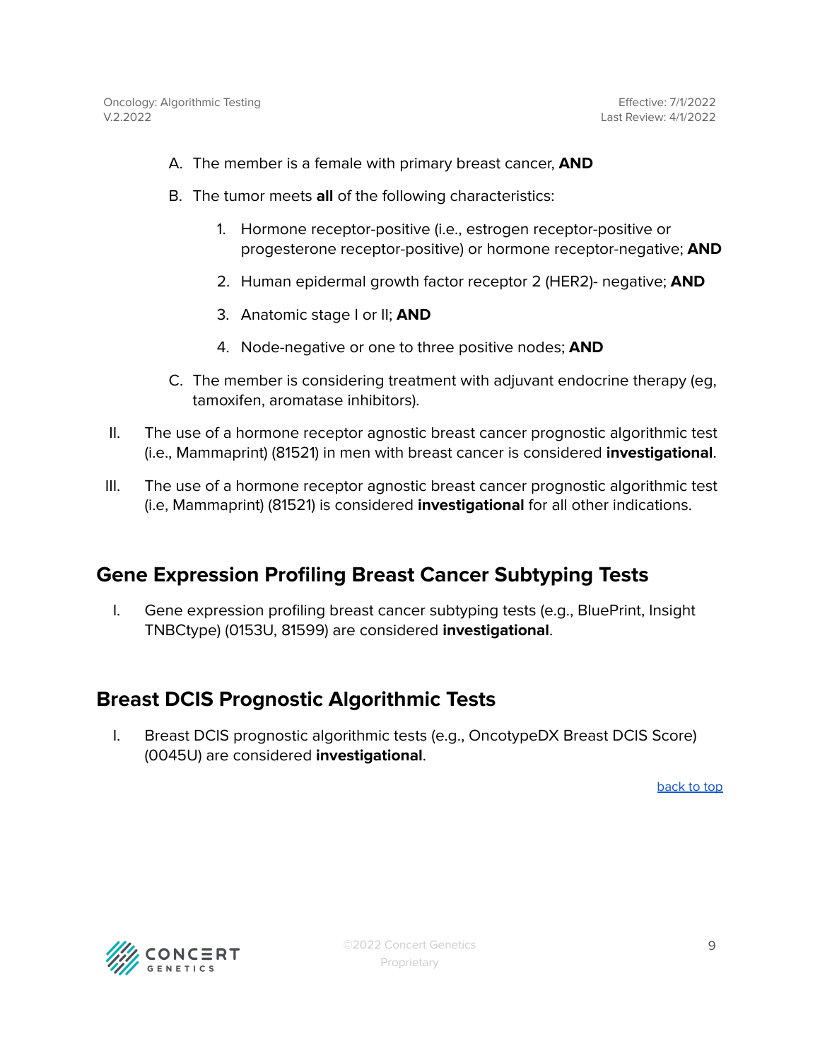A. The member is a female with primary breast cancer, **AND**

B. The tumor meets **all** of the following characteristics:

   1. Hormone receptor-positive (i.e., estrogen receptor-positive or progesterone receptor-positive) or hormone receptor-negative; **AND**
   2. Human epidermal growth factor receptor 2 (HER2)- negative; **AND**
   3. Anatomic stage I or II; **AND**
   4. Node-negative or one to three positive nodes; **AND**

C. The member is considering treatment with adjuvant endocrine therapy (eg, tamoxifen, aromatase inhibitors).

II. The use of a hormone receptor agnostic breast cancer prognostic algorithmic test (i.e., Mammaprint) (81521) in men with breast cancer is considered **investigational**.

III. The use of a hormone receptor agnostic breast cancer prognostic algorithmic test (i.e, Mammaprint) (81521) is considered **investigational** for all other indications.

## Gene Expression Profiling Breast Cancer Subtyping Tests

I. Gene expression profiling breast cancer subtyping tests (e.g., BluePrint, Insight TNBCtype) (0153U, 81599) are considered **investigational**.

## Breast DCIS Prognostic Algorithmic Tests

I. Breast DCIS prognostic algorithmic tests (e.g., OncotypeDX Breast DCIS Score) (0045U) are considered **investigational**.

back to top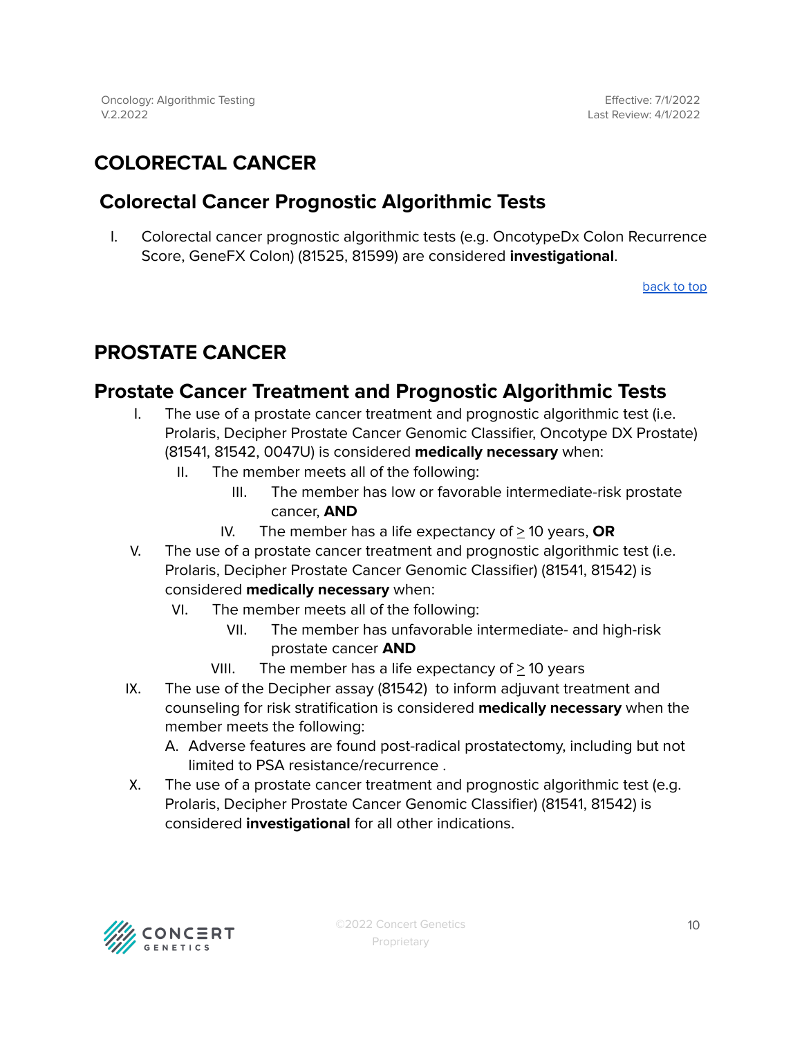# COLORECTAL CANCER

## Colorectal Cancer Prognostic Algorithmic Tests

I. Colorectal cancer prognostic algorithmic tests (e.g. OncotypeDx Colon Recurrence Score, GeneFX Colon) (81525, 81599) are considered **investigational**.

back to top

# PROSTATE CANCER

## Prostate Cancer Treatment and Prognostic Algorithmic Tests

I. The use of a prostate cancer treatment and prognostic algorithmic test (i.e. Prolaris, Decipher Prostate Cancer Genomic Classifier, Oncotype DX Prostate) (81541, 81542, 0047U) is considered **medically necessary** when:
   II. The member meets all of the following:
      III. The member has low or favorable intermediate-risk prostate cancer, **AND**
   IV. The member has a life expectancy of ≥ 10 years, **OR**

V. The use of a prostate cancer treatment and prognostic algorithmic test (i.e. Prolaris, Decipher Prostate Cancer Genomic Classifier) (81541, 81542) is considered **medically necessary** when:
   VI. The member meets all of the following:
      VII. The member has unfavorable intermediate- and high-risk prostate cancer **AND**
   VIII. The member has a life expectancy of ≥ 10 years

IX. The use of the Decipher assay (81542) to inform adjuvant treatment and counseling for risk stratification is considered **medically necessary** when the member meets the following:
   A. Adverse features are found post-radical prostatectomy, including but not limited to PSA resistance/recurrence .

X. The use of a prostate cancer treatment and prognostic algorithmic test (e.g. Prolaris, Decipher Prostate Cancer Genomic Classifier) (81541, 81542) is considered **investigational** for all other indications.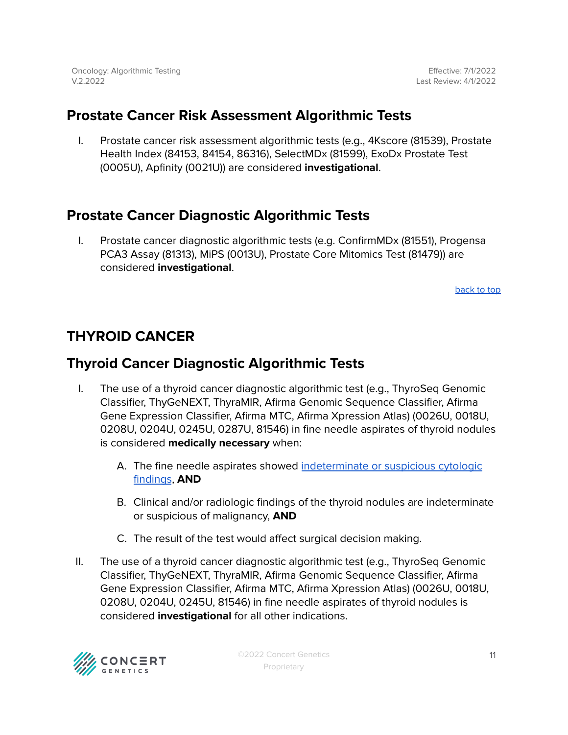## Prostate Cancer Risk Assessment Algorithmic Tests

I. Prostate cancer risk assessment algorithmic tests (e.g., 4Kscore (81539), Prostate Health Index (84153, 84154, 86316), SelectMDx (81599), ExoDx Prostate Test (0005U), Apfinity (0021U)) are considered **investigational**.

## Prostate Cancer Diagnostic Algorithmic Tests

I. Prostate cancer diagnostic algorithmic tests (e.g. ConfirmMDx (81551), Progensa PCA3 Assay (81313), MiPS (0013U), Prostate Core Mitomics Test (81479)) are considered **investigational**.

back to top

# THYROID CANCER

## Thyroid Cancer Diagnostic Algorithmic Tests

I. The use of a thyroid cancer diagnostic algorithmic test (e.g., ThyroSeq Genomic Classifier, ThyGeNEXT, ThyraMIR, Afirma Genomic Sequence Classifier, Afirma Gene Expression Classifier, Afirma MTC, Afirma Xpression Atlas) (0026U, 0018U, 0208U, 0204U, 0245U, 0287U, 81546) in fine needle aspirates of thyroid nodules is considered **medically necessary** when:

   A. The fine needle aspirates showed indeterminate or suspicious cytologic findings, **AND**

   B. Clinical and/or radiologic findings of the thyroid nodules are indeterminate or suspicious of malignancy, **AND**

   C. The result of the test would affect surgical decision making.

II. The use of a thyroid cancer diagnostic algorithmic test (e.g., ThyroSeq Genomic Classifier, ThyGeNEXT, ThyraMIR, Afirma Genomic Sequence Classifier, Afirma Gene Expression Classifier, Afirma MTC, Afirma Xpression Atlas) (0026U, 0018U, 0208U, 0204U, 0245U, 81546) in fine needle aspirates of thyroid nodules is considered **investigational** for all other indications.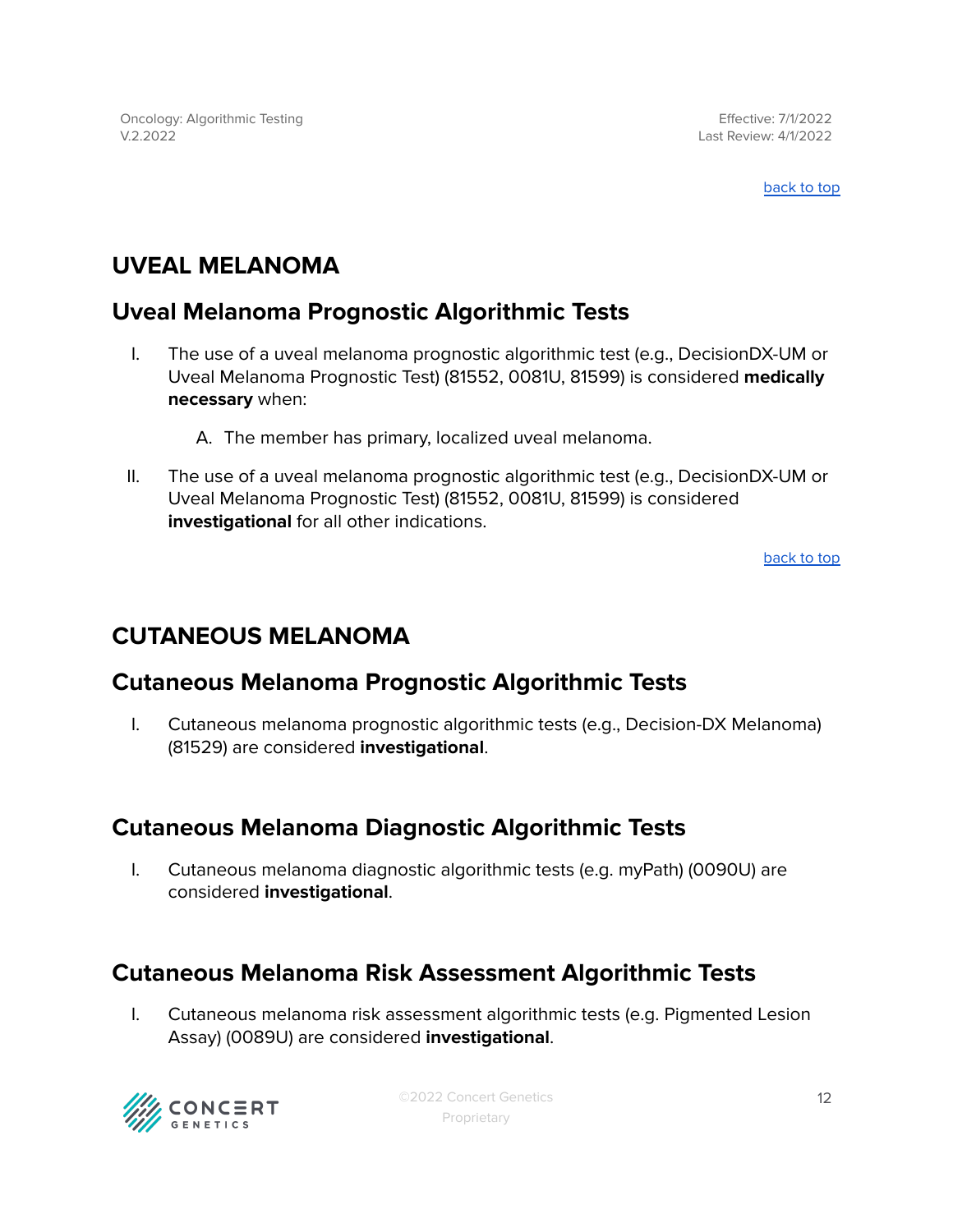## UVEAL MELANOMA

### Uveal Melanoma Prognostic Algorithmic Tests

I. The use of a uveal melanoma prognostic algorithmic test (e.g., DecisionDX-UM or Uveal Melanoma Prognostic Test) (81552, 0081U, 81599) is considered **medically necessary** when:

   A. The member has primary, localized uveal melanoma.

II. The use of a uveal melanoma prognostic algorithmic test (e.g., DecisionDX-UM or Uveal Melanoma Prognostic Test) (81552, 0081U, 81599) is considered **investigational** for all other indications.

## CUTANEOUS MELANOMA

### Cutaneous Melanoma Prognostic Algorithmic Tests

I. Cutaneous melanoma prognostic algorithmic tests (e.g., Decision-DX Melanoma) (81529) are considered **investigational**.

### Cutaneous Melanoma Diagnostic Algorithmic Tests

I. Cutaneous melanoma diagnostic algorithmic tests (e.g. myPath) (0090U) are considered **investigational**.

### Cutaneous Melanoma Risk Assessment Algorithmic Tests

I. Cutaneous melanoma risk assessment algorithmic tests (e.g. Pigmented Lesion Assay) (0089U) are considered **investigational**.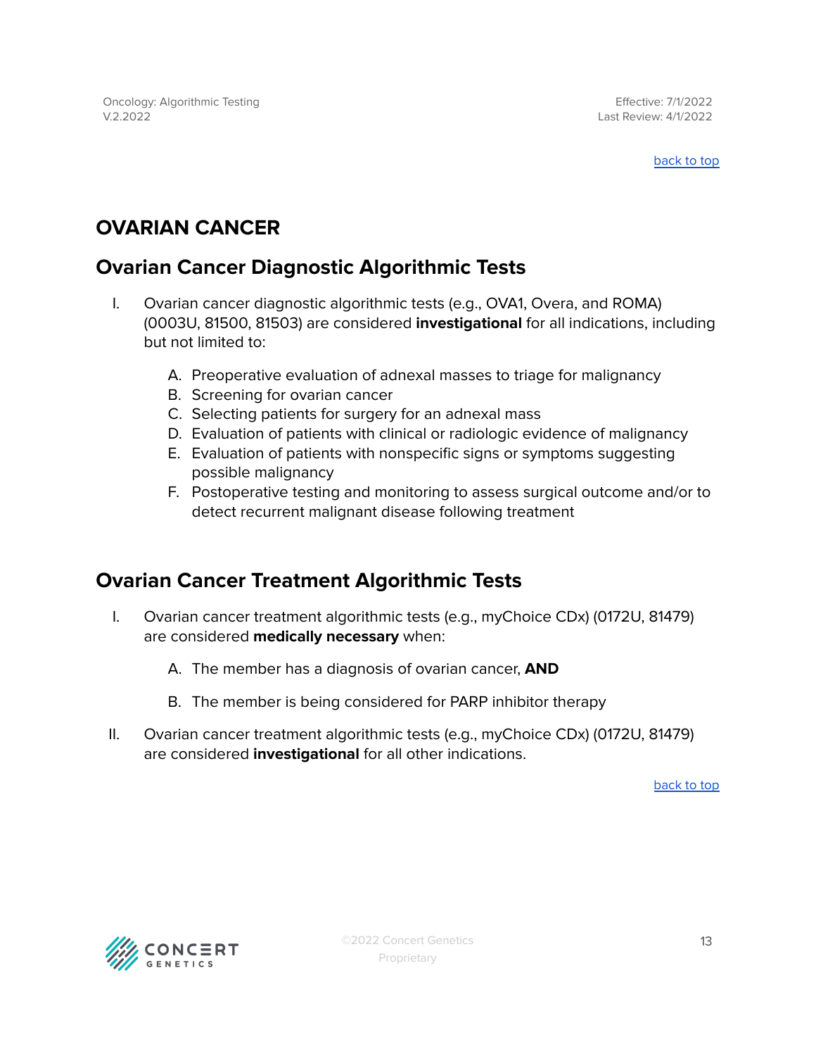## OVARIAN CANCER

### Ovarian Cancer Diagnostic Algorithmic Tests

I. Ovarian cancer diagnostic algorithmic tests (e.g., OVA1, Overa, and ROMA) (0003U, 81500, 81503) are considered **investigational** for all indications, including but not limited to:

   A. Preoperative evaluation of adnexal masses to triage for malignancy
   B. Screening for ovarian cancer
   C. Selecting patients for surgery for an adnexal mass
   D. Evaluation of patients with clinical or radiologic evidence of malignancy
   E. Evaluation of patients with nonspecific signs or symptoms suggesting possible malignancy
   F. Postoperative testing and monitoring to assess surgical outcome and/or to detect recurrent malignant disease following treatment

### Ovarian Cancer Treatment Algorithmic Tests

I. Ovarian cancer treatment algorithmic tests (e.g., myChoice CDx) (0172U, 81479) are considered **medically necessary** when:

   A. The member has a diagnosis of ovarian cancer, **AND**

   B. The member is being considered for PARP inhibitor therapy

II. Ovarian cancer treatment algorithmic tests (e.g., myChoice CDx) (0172U, 81479) are considered **investigational** for all other indications.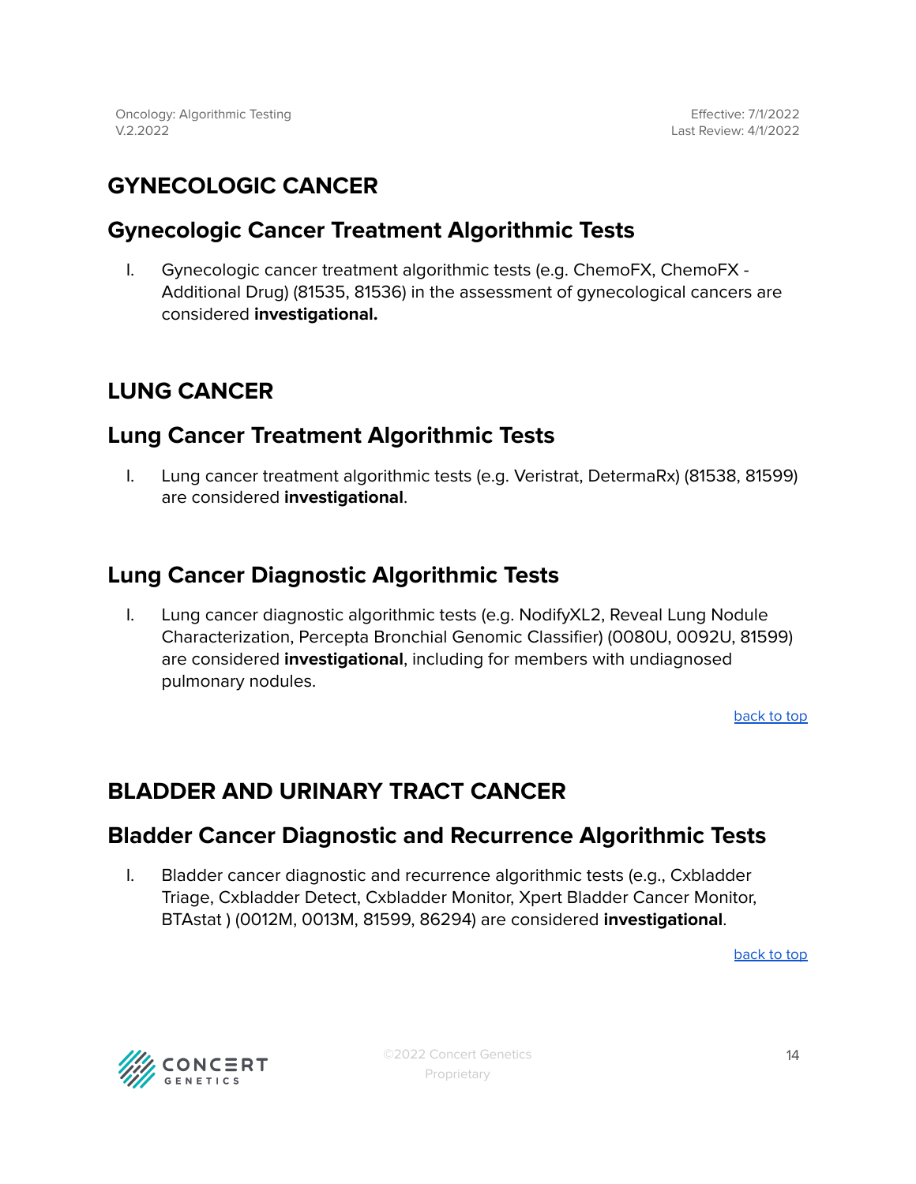# GYNECOLOGIC CANCER

## Gynecologic Cancer Treatment Algorithmic Tests

I. Gynecologic cancer treatment algorithmic tests (e.g. ChemoFX, ChemoFX - Additional Drug) (81535, 81536) in the assessment of gynecological cancers are considered **investigational.**

# LUNG CANCER

## Lung Cancer Treatment Algorithmic Tests

I. Lung cancer treatment algorithmic tests (e.g. Veristrat, DetermaRx) (81538, 81599) are considered **investigational**.

## Lung Cancer Diagnostic Algorithmic Tests

I. Lung cancer diagnostic algorithmic tests (e.g. NodifyXL2, Reveal Lung Nodule Characterization, Percepta Bronchial Genomic Classifier) (0080U, 0092U, 81599) are considered **investigational**, including for members with undiagnosed pulmonary nodules.

back to top

# BLADDER AND URINARY TRACT CANCER

## Bladder Cancer Diagnostic and Recurrence Algorithmic Tests

I. Bladder cancer diagnostic and recurrence algorithmic tests (e.g., Cxbladder Triage, Cxbladder Detect, Cxbladder Monitor, Xpert Bladder Cancer Monitor, BTAstat ) (0012M, 0013M, 81599, 86294) are considered **investigational**.

back to top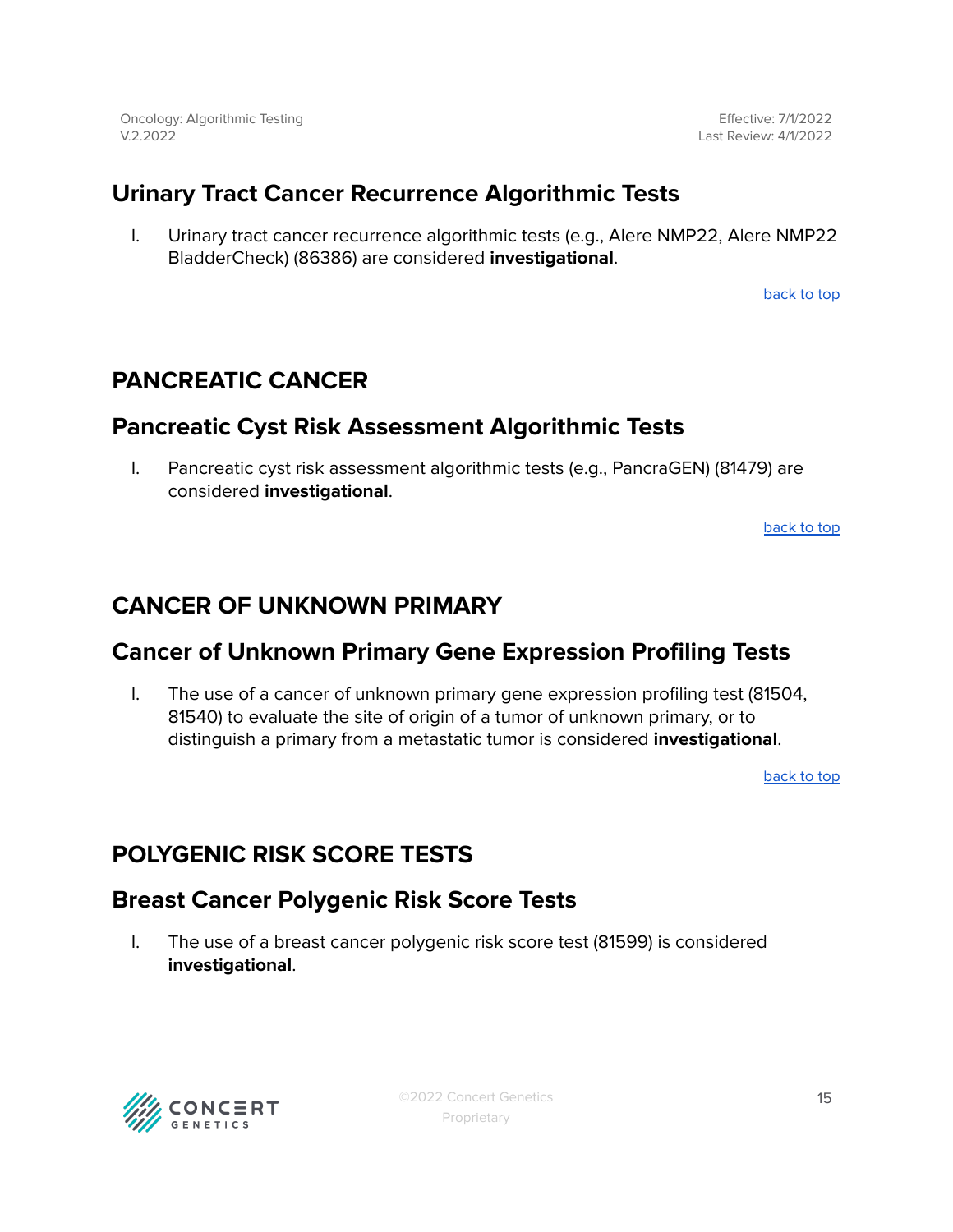## Urinary Tract Cancer Recurrence Algorithmic Tests

I. Urinary tract cancer recurrence algorithmic tests (e.g., Alere NMP22, Alere NMP22 BladderCheck) (86386) are considered **investigational**.

back to top

# PANCREATIC CANCER

## Pancreatic Cyst Risk Assessment Algorithmic Tests

I. Pancreatic cyst risk assessment algorithmic tests (e.g., PancraGEN) (81479) are considered **investigational**.

back to top

# CANCER OF UNKNOWN PRIMARY

## Cancer of Unknown Primary Gene Expression Profiling Tests

I. The use of a cancer of unknown primary gene expression profiling test (81504, 81540) to evaluate the site of origin of a tumor of unknown primary, or to distinguish a primary from a metastatic tumor is considered **investigational**.

back to top

# POLYGENIC RISK SCORE TESTS

## Breast Cancer Polygenic Risk Score Tests

I. The use of a breast cancer polygenic risk score test (81599) is considered **investigational**.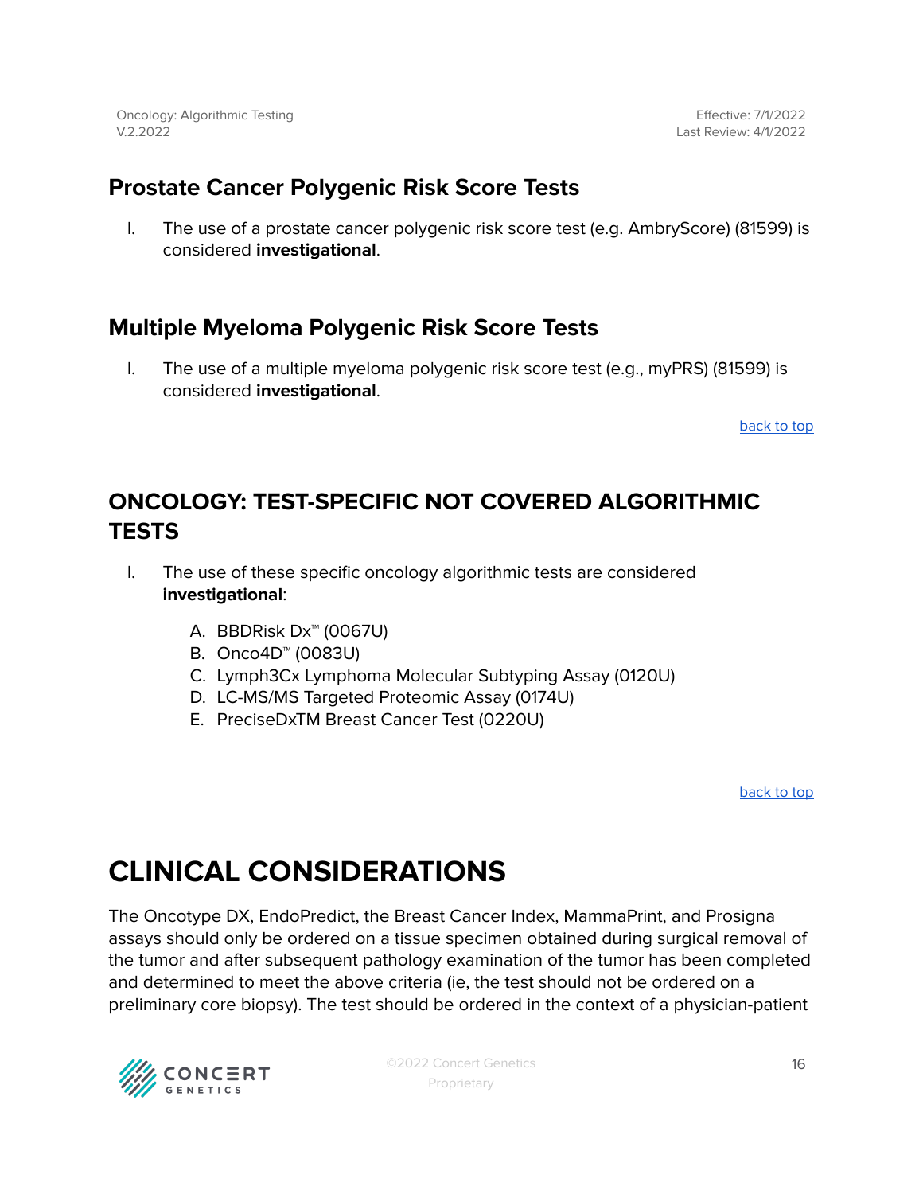## Prostate Cancer Polygenic Risk Score Tests

I. The use of a prostate cancer polygenic risk score test (e.g. AmbryScore) (81599) is considered **investigational**.

## Multiple Myeloma Polygenic Risk Score Tests

I. The use of a multiple myeloma polygenic risk score test (e.g., myPRS) (81599) is considered **investigational**.

back to top

## ONCOLOGY: TEST-SPECIFIC NOT COVERED ALGORITHMIC TESTS

I. The use of these specific oncology algorithmic tests are considered **investigational**:

   A. BBDRisk Dx™ (0067U)
   B. Onco4D™ (0083U)
   C. Lymph3Cx Lymphoma Molecular Subtyping Assay (0120U)
   D. LC-MS/MS Targeted Proteomic Assay (0174U)
   E. PreciseDxTM Breast Cancer Test (0220U)

back to top

# CLINICAL CONSIDERATIONS

The Oncotype DX, EndoPredict, the Breast Cancer Index, MammaPrint, and Prosigna assays should only be ordered on a tissue specimen obtained during surgical removal of the tumor and after subsequent pathology examination of the tumor has been completed and determined to meet the above criteria (ie, the test should not be ordered on a preliminary core biopsy). The test should be ordered in the context of a physician-patient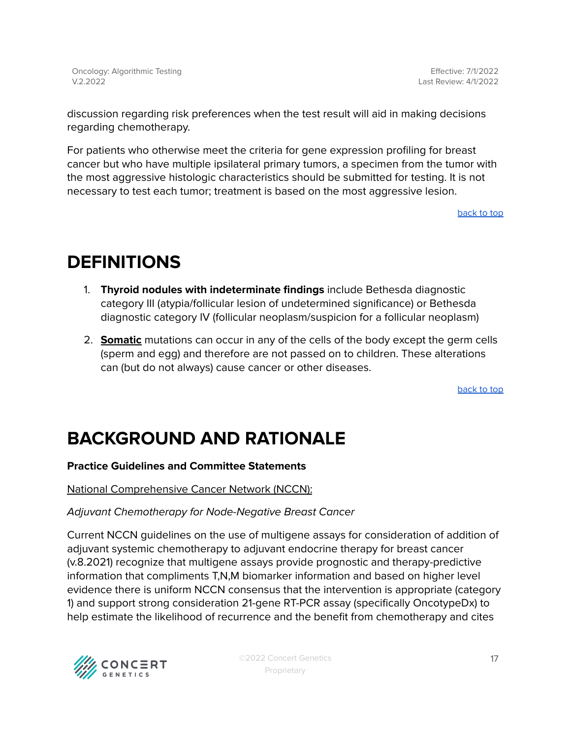discussion regarding risk preferences when the test result will aid in making decisions regarding chemotherapy.

For patients who otherwise meet the criteria for gene expression profiling for breast cancer but who have multiple ipsilateral primary tumors, a specimen from the tumor with the most aggressive histologic characteristics should be submitted for testing. It is not necessary to test each tumor; treatment is based on the most aggressive lesion.

back to top

# DEFINITIONS

1. **Thyroid nodules with indeterminate findings** include Bethesda diagnostic category III (atypia/follicular lesion of undetermined significance) or Bethesda diagnostic category IV (follicular neoplasm/suspicion for a follicular neoplasm)
2. **Somatic** mutations can occur in any of the cells of the body except the germ cells (sperm and egg) and therefore are not passed on to children. These alterations can (but do not always) cause cancer or other diseases.

back to top

# BACKGROUND AND RATIONALE

**Practice Guidelines and Committee Statements**

National Comprehensive Cancer Network (NCCN):

*Adjuvant Chemotherapy for Node-Negative Breast Cancer*

Current NCCN guidelines on the use of multigene assays for consideration of addition of adjuvant systemic chemotherapy to adjuvant endocrine therapy for breast cancer (v.8.2021) recognize that multigene assays provide prognostic and therapy-predictive information that compliments T,N,M biomarker information and based on higher level evidence there is uniform NCCN consensus that the intervention is appropriate (category 1) and support strong consideration 21-gene RT-PCR assay (specifically OncotypeDx) to help estimate the likelihood of recurrence and the benefit from chemotherapy and cites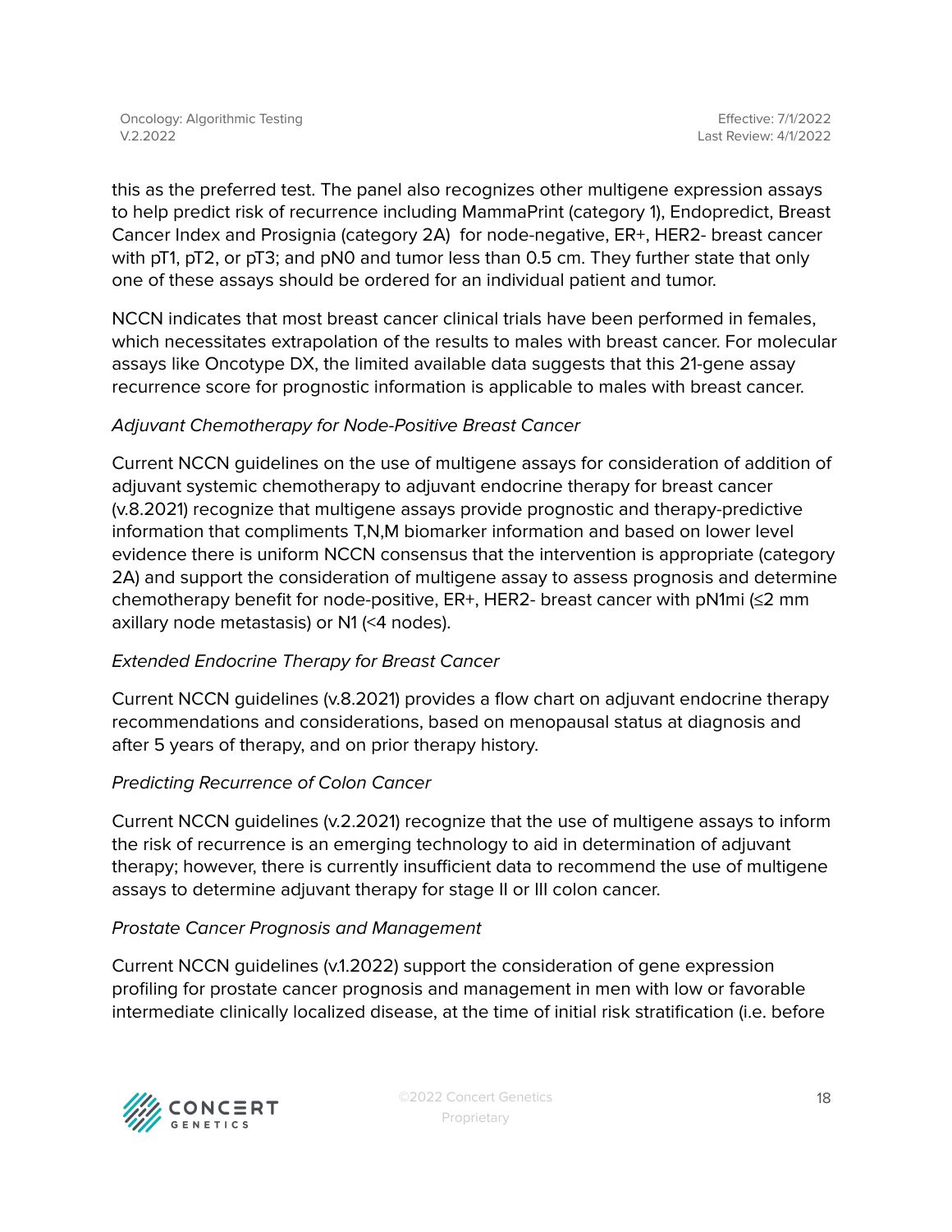this as the preferred test. The panel also recognizes other multigene expression assays to help predict risk of recurrence including MammaPrint (category 1), Endopredict, Breast Cancer Index and Prosignia (category 2A)  for node-negative, ER+, HER2- breast cancer with pT1, pT2, or pT3; and pN0 and tumor less than 0.5 cm. They further state that only one of these assays should be ordered for an individual patient and tumor.

NCCN indicates that most breast cancer clinical trials have been performed in females, which necessitates extrapolation of the results to males with breast cancer. For molecular assays like Oncotype DX, the limited available data suggests that this 21-gene assay recurrence score for prognostic information is applicable to males with breast cancer.

*Adjuvant Chemotherapy for Node-Positive Breast Cancer*

Current NCCN guidelines on the use of multigene assays for consideration of addition of adjuvant systemic chemotherapy to adjuvant endocrine therapy for breast cancer (v.8.2021) recognize that multigene assays provide prognostic and therapy-predictive information that compliments T,N,M biomarker information and based on lower level evidence there is uniform NCCN consensus that the intervention is appropriate (category 2A) and support the consideration of multigene assay to assess prognosis and determine chemotherapy benefit for node-positive, ER+, HER2- breast cancer with pN1mi (≤2 mm axillary node metastasis) or N1 (<4 nodes).

*Extended Endocrine Therapy for Breast Cancer*

Current NCCN guidelines (v.8.2021) provides a flow chart on adjuvant endocrine therapy recommendations and considerations, based on menopausal status at diagnosis and after 5 years of therapy, and on prior therapy history.

*Predicting Recurrence of Colon Cancer*

Current NCCN guidelines (v.2.2021) recognize that the use of multigene assays to inform the risk of recurrence is an emerging technology to aid in determination of adjuvant therapy; however, there is currently insufficient data to recommend the use of multigene assays to determine adjuvant therapy for stage II or III colon cancer.

*Prostate Cancer Prognosis and Management*

Current NCCN guidelines (v.1.2022) support the consideration of gene expression profiling for prostate cancer prognosis and management in men with low or favorable intermediate clinically localized disease, at the time of initial risk stratification (i.e. before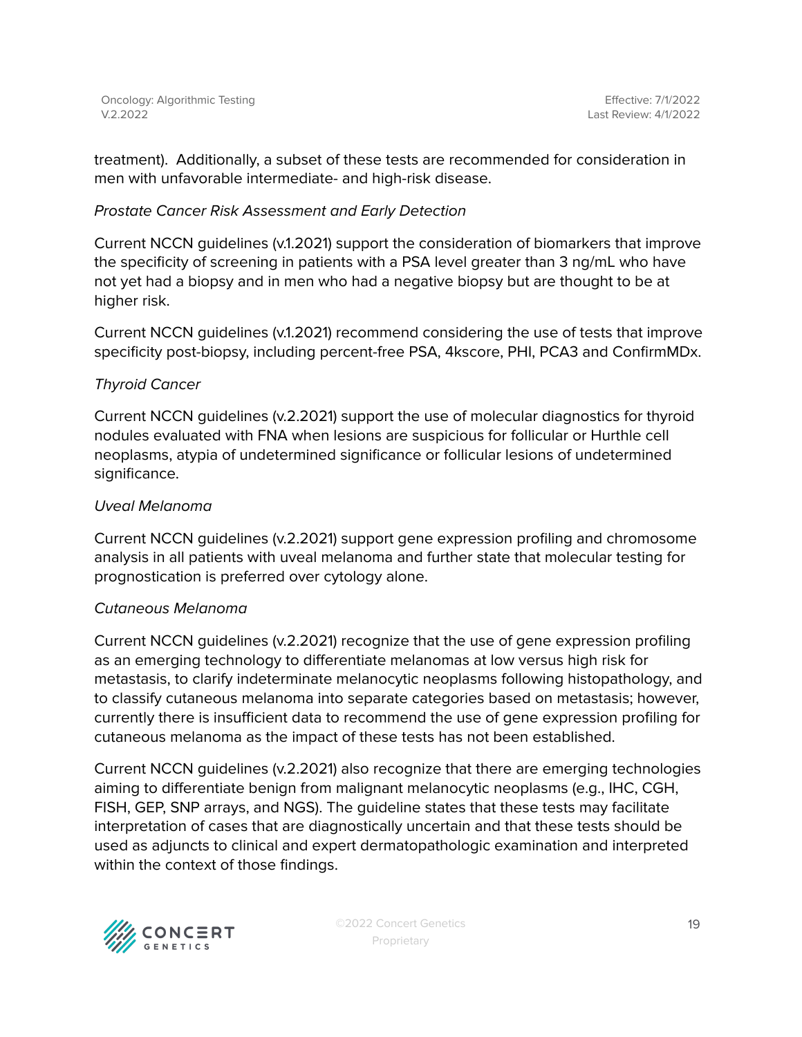treatment). Additionally, a subset of these tests are recommended for consideration in men with unfavorable intermediate- and high-risk disease.

*Prostate Cancer Risk Assessment and Early Detection*

Current NCCN guidelines (v.1.2021) support the consideration of biomarkers that improve the specificity of screening in patients with a PSA level greater than 3 ng/mL who have not yet had a biopsy and in men who had a negative biopsy but are thought to be at higher risk.

Current NCCN guidelines (v.1.2021) recommend considering the use of tests that improve specificity post-biopsy, including percent-free PSA, 4kscore, PHI, PCA3 and ConfirmMDx.

*Thyroid Cancer*

Current NCCN guidelines (v.2.2021) support the use of molecular diagnostics for thyroid nodules evaluated with FNA when lesions are suspicious for follicular or Hurthle cell neoplasms, atypia of undetermined significance or follicular lesions of undetermined significance.

*Uveal Melanoma*

Current NCCN guidelines (v.2.2021) support gene expression profiling and chromosome analysis in all patients with uveal melanoma and further state that molecular testing for prognostication is preferred over cytology alone.

*Cutaneous Melanoma*

Current NCCN guidelines (v.2.2021) recognize that the use of gene expression profiling as an emerging technology to differentiate melanomas at low versus high risk for metastasis, to clarify indeterminate melanocytic neoplasms following histopathology, and to classify cutaneous melanoma into separate categories based on metastasis; however, currently there is insufficient data to recommend the use of gene expression profiling for cutaneous melanoma as the impact of these tests has not been established.

Current NCCN guidelines (v.2.2021) also recognize that there are emerging technologies aiming to differentiate benign from malignant melanocytic neoplasms (e.g., IHC, CGH, FISH, GEP, SNP arrays, and NGS). The guideline states that these tests may facilitate interpretation of cases that are diagnostically uncertain and that these tests should be used as adjuncts to clinical and expert dermatopathologic examination and interpreted within the context of those findings.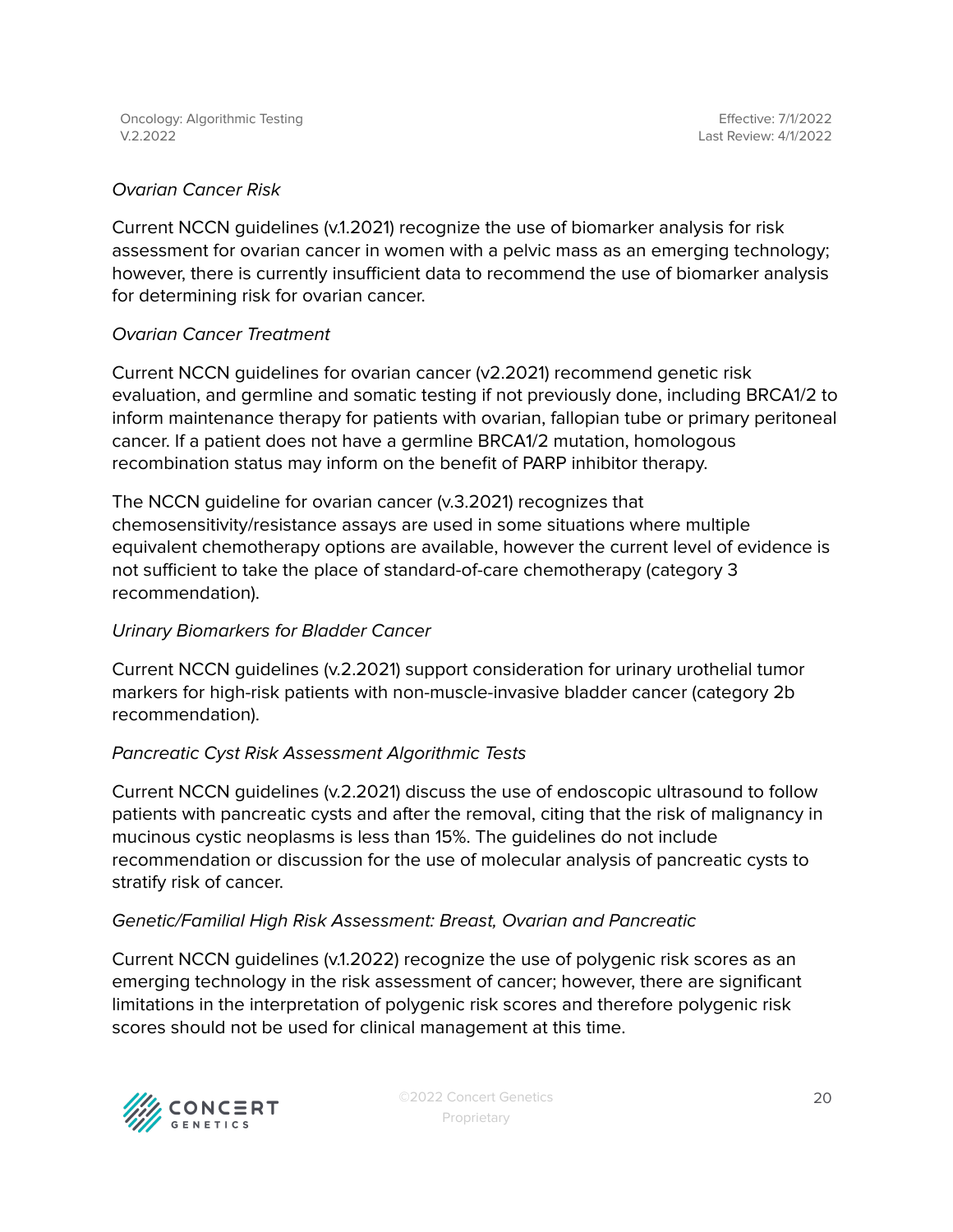*Ovarian Cancer Risk*

Current NCCN guidelines (v.1.2021) recognize the use of biomarker analysis for risk assessment for ovarian cancer in women with a pelvic mass as an emerging technology; however, there is currently insufficient data to recommend the use of biomarker analysis for determining risk for ovarian cancer.

*Ovarian Cancer Treatment*

Current NCCN guidelines for ovarian cancer (v2.2021) recommend genetic risk evaluation, and germline and somatic testing if not previously done, including BRCA1/2 to inform maintenance therapy for patients with ovarian, fallopian tube or primary peritoneal cancer. If a patient does not have a germline BRCA1/2 mutation, homologous recombination status may inform on the benefit of PARP inhibitor therapy.

The NCCN guideline for ovarian cancer (v.3.2021) recognizes that chemosensitivity/resistance assays are used in some situations where multiple equivalent chemotherapy options are available, however the current level of evidence is not sufficient to take the place of standard-of-care chemotherapy (category 3 recommendation).

*Urinary Biomarkers for Bladder Cancer*

Current NCCN guidelines (v.2.2021) support consideration for urinary urothelial tumor markers for high-risk patients with non-muscle-invasive bladder cancer (category 2b recommendation).

*Pancreatic Cyst Risk Assessment Algorithmic Tests*

Current NCCN guidelines (v.2.2021) discuss the use of endoscopic ultrasound to follow patients with pancreatic cysts and after the removal, citing that the risk of malignancy in mucinous cystic neoplasms is less than 15%. The guidelines do not include recommendation or discussion for the use of molecular analysis of pancreatic cysts to stratify risk of cancer.

*Genetic/Familial High Risk Assessment: Breast, Ovarian and Pancreatic*

Current NCCN guidelines (v.1.2022) recognize the use of polygenic risk scores as an emerging technology in the risk assessment of cancer; however, there are significant limitations in the interpretation of polygenic risk scores and therefore polygenic risk scores should not be used for clinical management at this time.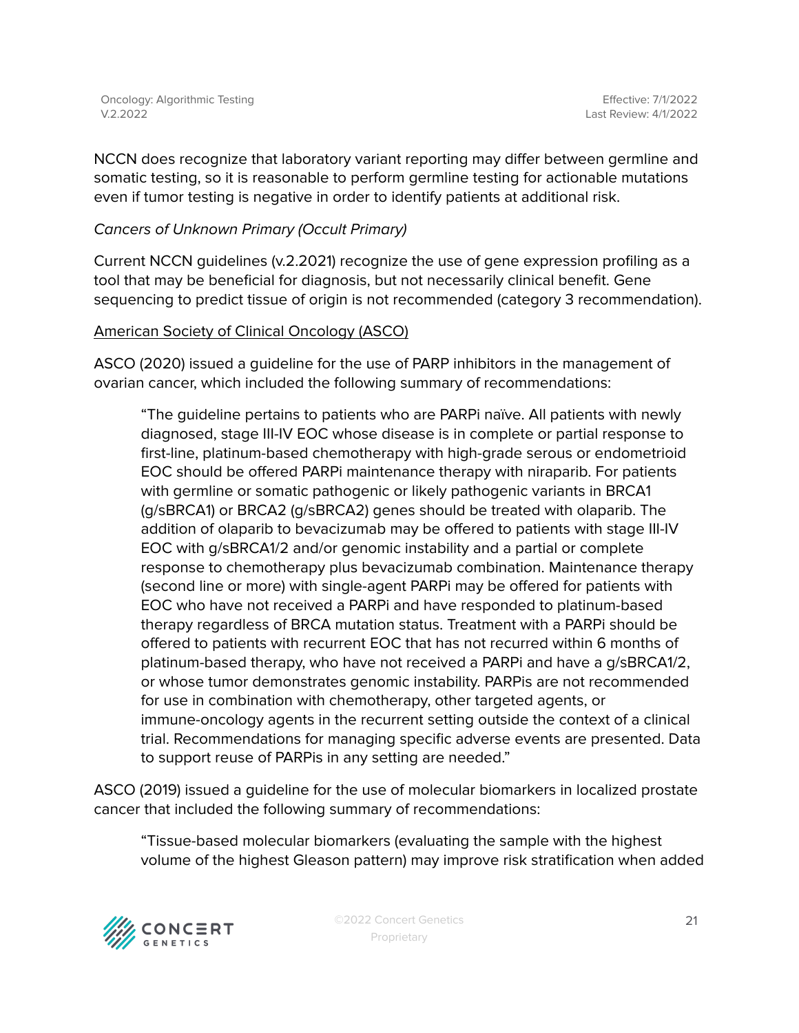NCCN does recognize that laboratory variant reporting may differ between germline and somatic testing, so it is reasonable to perform germline testing for actionable mutations even if tumor testing is negative in order to identify patients at additional risk.

*Cancers of Unknown Primary (Occult Primary)*

Current NCCN guidelines (v.2.2021) recognize the use of gene expression profiling as a tool that may be beneficial for diagnosis, but not necessarily clinical benefit. Gene sequencing to predict tissue of origin is not recommended (category 3 recommendation).

American Society of Clinical Oncology (ASCO)

ASCO (2020) issued a guideline for the use of PARP inhibitors in the management of ovarian cancer, which included the following summary of recommendations:

> "The guideline pertains to patients who are PARPi naïve. All patients with newly diagnosed, stage III-IV EOC whose disease is in complete or partial response to first-line, platinum-based chemotherapy with high-grade serous or endometrioid EOC should be offered PARPi maintenance therapy with niraparib. For patients with germline or somatic pathogenic or likely pathogenic variants in BRCA1 (g/sBRCA1) or BRCA2 (g/sBRCA2) genes should be treated with olaparib. The addition of olaparib to bevacizumab may be offered to patients with stage III-IV EOC with g/sBRCA1/2 and/or genomic instability and a partial or complete response to chemotherapy plus bevacizumab combination. Maintenance therapy (second line or more) with single-agent PARPi may be offered for patients with EOC who have not received a PARPi and have responded to platinum-based therapy regardless of BRCA mutation status. Treatment with a PARPi should be offered to patients with recurrent EOC that has not recurred within 6 months of platinum-based therapy, who have not received a PARPi and have a g/sBRCA1/2, or whose tumor demonstrates genomic instability. PARPis are not recommended for use in combination with chemotherapy, other targeted agents, or immune-oncology agents in the recurrent setting outside the context of a clinical trial. Recommendations for managing specific adverse events are presented. Data to support reuse of PARPis in any setting are needed."

ASCO (2019) issued a guideline for the use of molecular biomarkers in localized prostate cancer that included the following summary of recommendations:

> "Tissue-based molecular biomarkers (evaluating the sample with the highest volume of the highest Gleason pattern) may improve risk stratification when added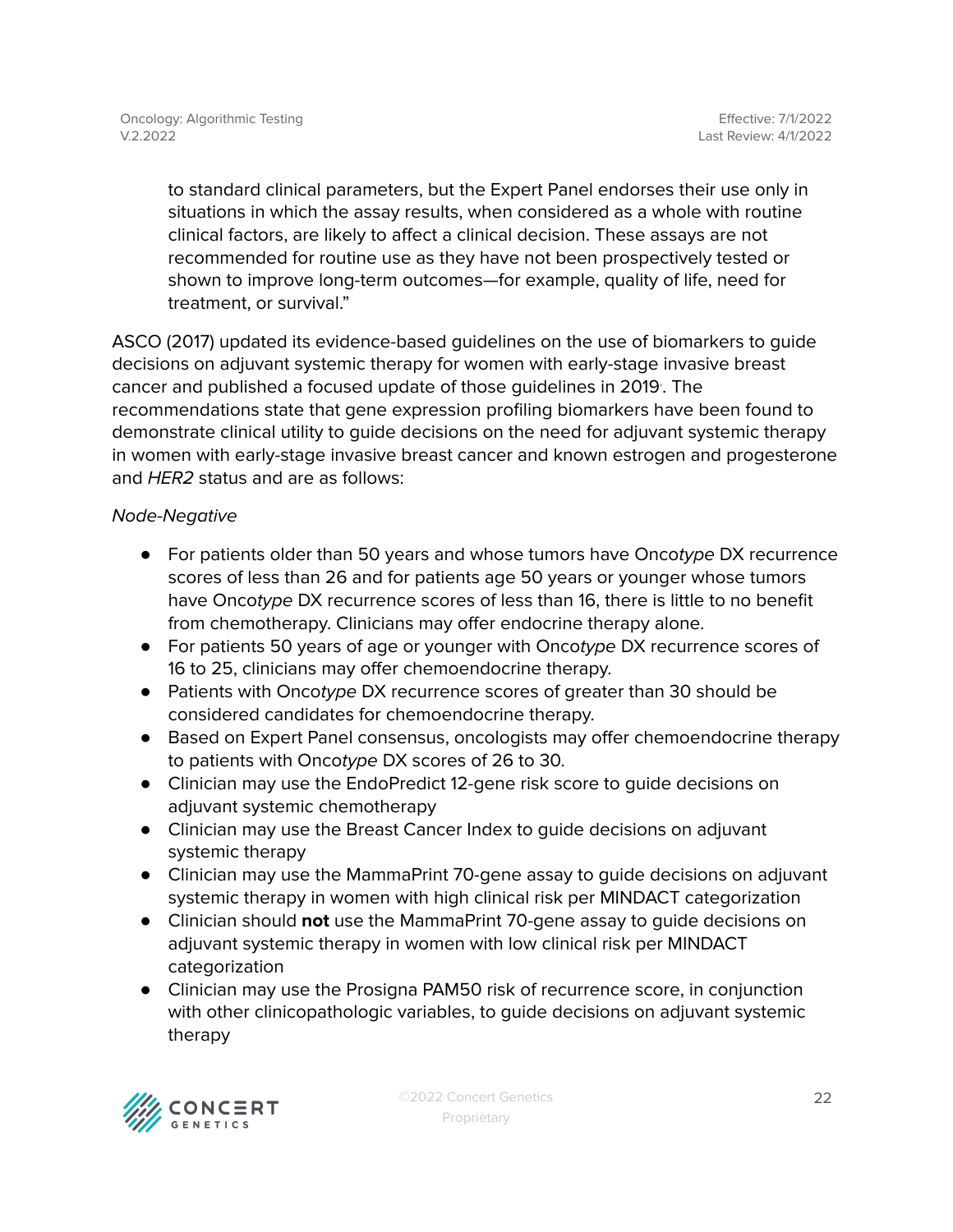to standard clinical parameters, but the Expert Panel endorses their use only in situations in which the assay results, when considered as a whole with routine clinical factors, are likely to affect a clinical decision. These assays are not recommended for routine use as they have not been prospectively tested or shown to improve long-term outcomes—for example, quality of life, need for treatment, or survival."

ASCO (2017) updated its evidence-based guidelines on the use of biomarkers to guide decisions on adjuvant systemic therapy for women with early-stage invasive breast cancer and published a focused update of those guidelines in 2019. The recommendations state that gene expression profiling biomarkers have been found to demonstrate clinical utility to guide decisions on the need for adjuvant systemic therapy in women with early-stage invasive breast cancer and known estrogen and progesterone and *HER2* status and are as follows:

*Node-Negative*

- For patients older than 50 years and whose tumors have Onco*type* DX recurrence scores of less than 26 and for patients age 50 years or younger whose tumors have Onco*type* DX recurrence scores of less than 16, there is little to no benefit from chemotherapy. Clinicians may offer endocrine therapy alone.
- For patients 50 years of age or younger with Onco*type* DX recurrence scores of 16 to 25, clinicians may offer chemoendocrine therapy.
- Patients with Onco*type* DX recurrence scores of greater than 30 should be considered candidates for chemoendocrine therapy.
- Based on Expert Panel consensus, oncologists may offer chemoendocrine therapy to patients with Onco*type* DX scores of 26 to 30.
- Clinician may use the EndoPredict 12-gene risk score to guide decisions on adjuvant systemic chemotherapy
- Clinician may use the Breast Cancer Index to guide decisions on adjuvant systemic therapy
- Clinician may use the MammaPrint 70-gene assay to guide decisions on adjuvant systemic therapy in women with high clinical risk per MINDACT categorization
- Clinician should **not** use the MammaPrint 70-gene assay to guide decisions on adjuvant systemic therapy in women with low clinical risk per MINDACT categorization
- Clinician may use the Prosigna PAM50 risk of recurrence score, in conjunction with other clinicopathologic variables, to guide decisions on adjuvant systemic therapy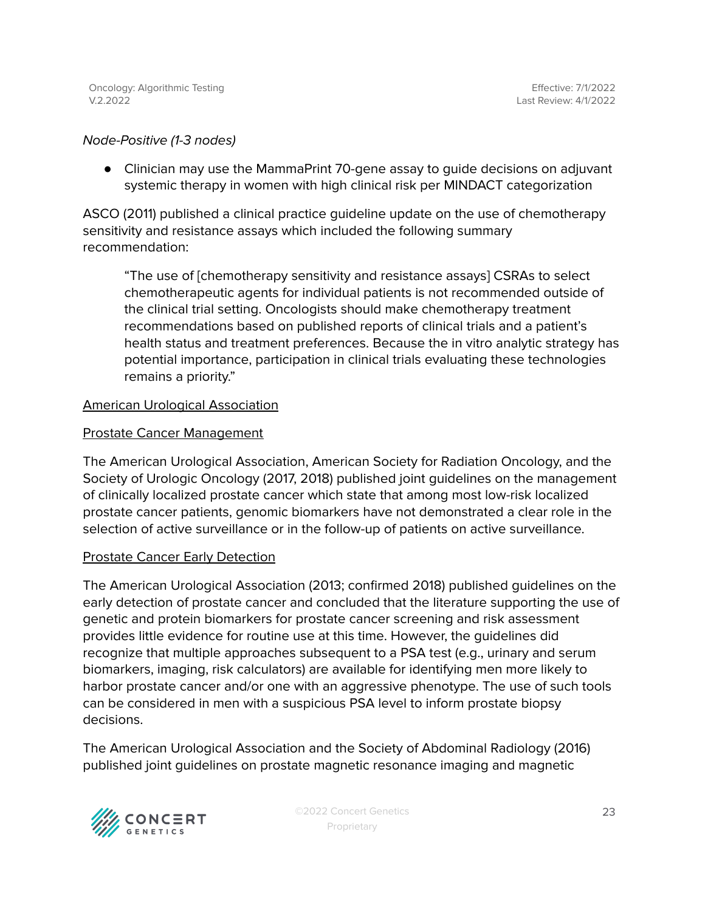*Node-Positive (1-3 nodes)*

- Clinician may use the MammaPrint 70-gene assay to guide decisions on adjuvant systemic therapy in women with high clinical risk per MINDACT categorization

ASCO (2011) published a clinical practice guideline update on the use of chemotherapy sensitivity and resistance assays which included the following summary recommendation:

> "The use of [chemotherapy sensitivity and resistance assays] CSRAs to select chemotherapeutic agents for individual patients is not recommended outside of the clinical trial setting. Oncologists should make chemotherapy treatment recommendations based on published reports of clinical trials and a patient's health status and treatment preferences. Because the in vitro analytic strategy has potential importance, participation in clinical trials evaluating these technologies remains a priority."

<u>American Urological Association</u>

<u>Prostate Cancer Management</u>

The American Urological Association, American Society for Radiation Oncology, and the Society of Urologic Oncology (2017, 2018) published joint guidelines on the management of clinically localized prostate cancer which state that among most low-risk localized prostate cancer patients, genomic biomarkers have not demonstrated a clear role in the selection of active surveillance or in the follow-up of patients on active surveillance.

<u>Prostate Cancer Early Detection</u>

The American Urological Association (2013; confirmed 2018) published guidelines on the early detection of prostate cancer and concluded that the literature supporting the use of genetic and protein biomarkers for prostate cancer screening and risk assessment provides little evidence for routine use at this time. However, the guidelines did recognize that multiple approaches subsequent to a PSA test (e.g., urinary and serum biomarkers, imaging, risk calculators) are available for identifying men more likely to harbor prostate cancer and/or one with an aggressive phenotype. The use of such tools can be considered in men with a suspicious PSA level to inform prostate biopsy decisions.

The American Urological Association and the Society of Abdominal Radiology (2016) published joint guidelines on prostate magnetic resonance imaging and magnetic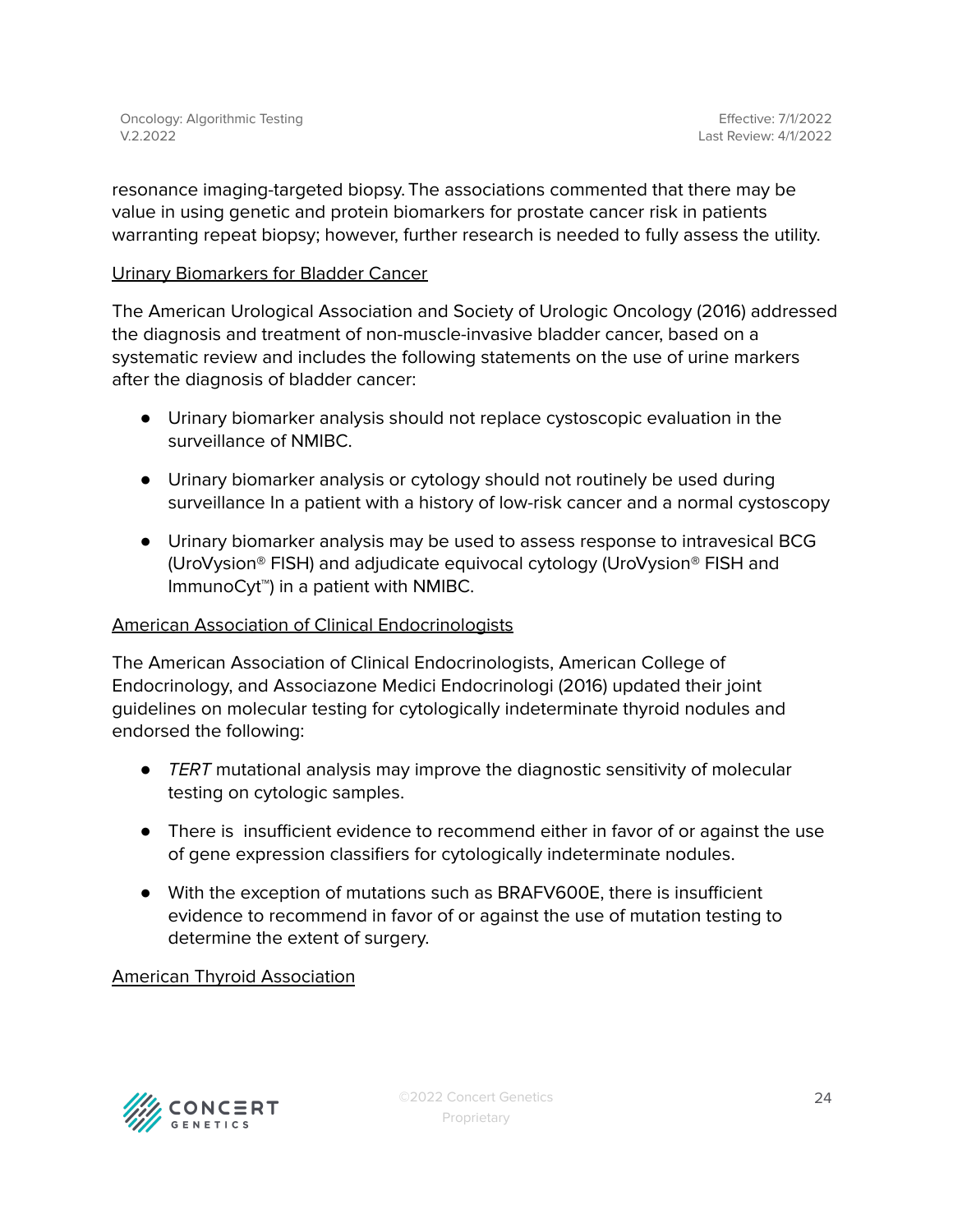resonance imaging-targeted biopsy. The associations commented that there may be value in using genetic and protein biomarkers for prostate cancer risk in patients warranting repeat biopsy; however, further research is needed to fully assess the utility.

Urinary Biomarkers for Bladder Cancer

The American Urological Association and Society of Urologic Oncology (2016) addressed the diagnosis and treatment of non-muscle-invasive bladder cancer, based on a systematic review and includes the following statements on the use of urine markers after the diagnosis of bladder cancer:

- Urinary biomarker analysis should not replace cystoscopic evaluation in the surveillance of NMIBC.
- Urinary biomarker analysis or cytology should not routinely be used during surveillance In a patient with a history of low-risk cancer and a normal cystoscopy
- Urinary biomarker analysis may be used to assess response to intravesical BCG (UroVysion® FISH) and adjudicate equivocal cytology (UroVysion® FISH and ImmunoCyt™) in a patient with NMIBC.

American Association of Clinical Endocrinologists

The American Association of Clinical Endocrinologists, American College of Endocrinology, and Associazone Medici Endocrinologi (2016) updated their joint guidelines on molecular testing for cytologically indeterminate thyroid nodules and endorsed the following:

- *TERT* mutational analysis may improve the diagnostic sensitivity of molecular testing on cytologic samples.
- There is insufficient evidence to recommend either in favor of or against the use of gene expression classifiers for cytologically indeterminate nodules.
- With the exception of mutations such as BRAFV600E, there is insufficient evidence to recommend in favor of or against the use of mutation testing to determine the extent of surgery.

American Thyroid Association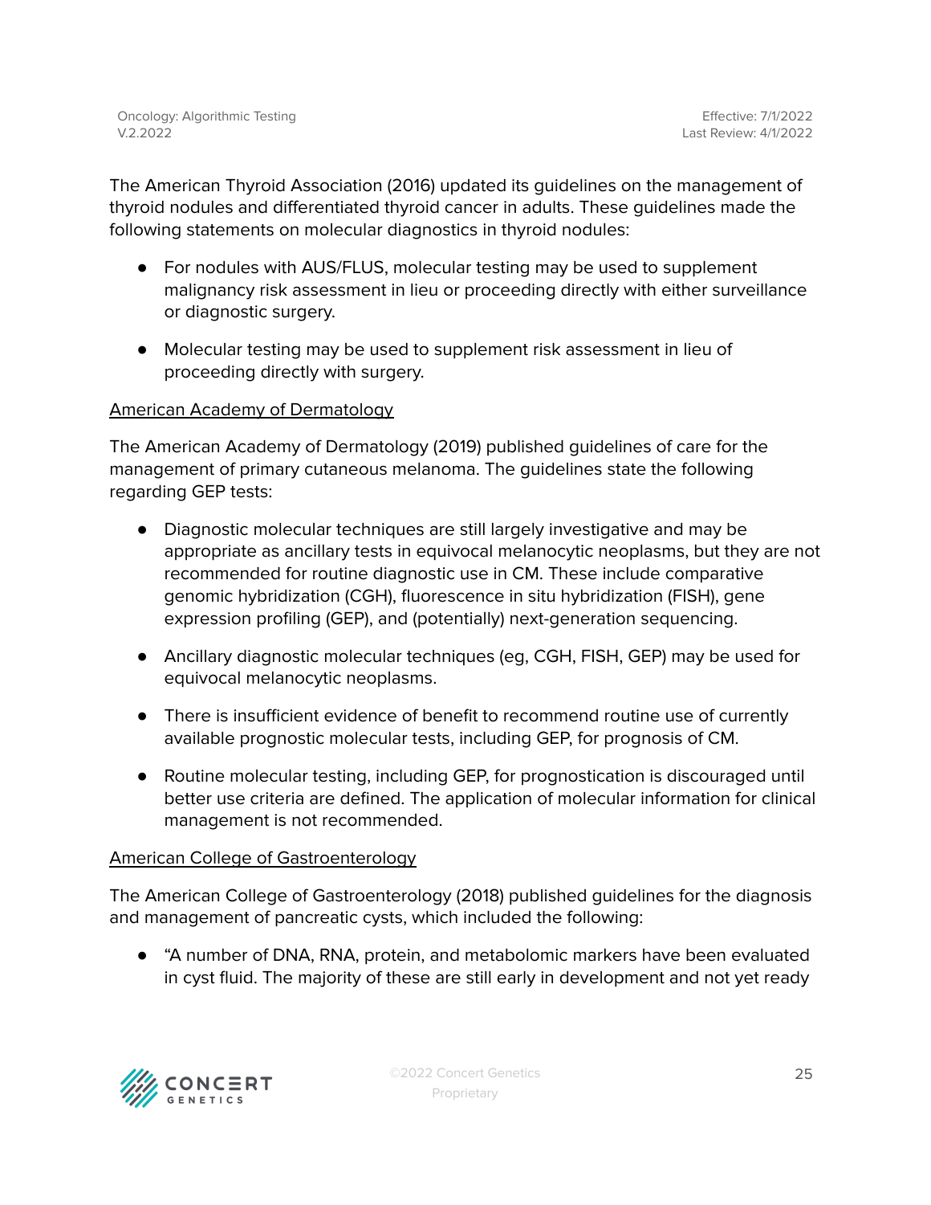The American Thyroid Association (2016) updated its guidelines on the management of thyroid nodules and differentiated thyroid cancer in adults. These guidelines made the following statements on molecular diagnostics in thyroid nodules:

- For nodules with AUS/FLUS, molecular testing may be used to supplement malignancy risk assessment in lieu or proceeding directly with either surveillance or diagnostic surgery.
- Molecular testing may be used to supplement risk assessment in lieu of proceeding directly with surgery.

American Academy of Dermatology

The American Academy of Dermatology (2019) published guidelines of care for the management of primary cutaneous melanoma. The guidelines state the following regarding GEP tests:

- Diagnostic molecular techniques are still largely investigative and may be appropriate as ancillary tests in equivocal melanocytic neoplasms, but they are not recommended for routine diagnostic use in CM. These include comparative genomic hybridization (CGH), fluorescence in situ hybridization (FISH), gene expression profiling (GEP), and (potentially) next-generation sequencing.
- Ancillary diagnostic molecular techniques (eg, CGH, FISH, GEP) may be used for equivocal melanocytic neoplasms.
- There is insufficient evidence of benefit to recommend routine use of currently available prognostic molecular tests, including GEP, for prognosis of CM.
- Routine molecular testing, including GEP, for prognostication is discouraged until better use criteria are defined. The application of molecular information for clinical management is not recommended.

American College of Gastroenterology

The American College of Gastroenterology (2018) published guidelines for the diagnosis and management of pancreatic cysts, which included the following:

- "A number of DNA, RNA, protein, and metabolomic markers have been evaluated in cyst fluid. The majority of these are still early in development and not yet ready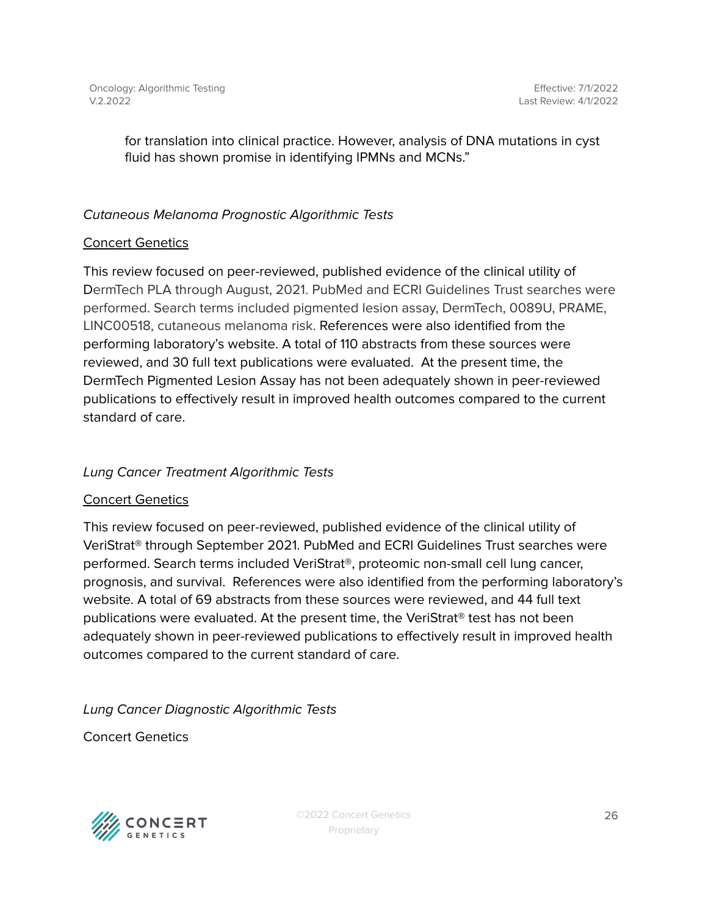for translation into clinical practice. However, analysis of DNA mutations in cyst fluid has shown promise in identifying IPMNs and MCNs."

*Cutaneous Melanoma Prognostic Algorithmic Tests*

Concert Genetics

This review focused on peer-reviewed, published evidence of the clinical utility of DermTech PLA through August, 2021. PubMed and ECRI Guidelines Trust searches were performed. Search terms included pigmented lesion assay, DermTech, 0089U, PRAME, LINC00518, cutaneous melanoma risk. References were also identified from the performing laboratory's website. A total of 110 abstracts from these sources were reviewed, and 30 full text publications were evaluated. At the present time, the DermTech Pigmented Lesion Assay has not been adequately shown in peer-reviewed publications to effectively result in improved health outcomes compared to the current standard of care.

*Lung Cancer Treatment Algorithmic Tests*

Concert Genetics

This review focused on peer-reviewed, published evidence of the clinical utility of VeriStrat® through September 2021. PubMed and ECRI Guidelines Trust searches were performed. Search terms included VeriStrat®, proteomic non-small cell lung cancer, prognosis, and survival. References were also identified from the performing laboratory's website. A total of 69 abstracts from these sources were reviewed, and 44 full text publications were evaluated. At the present time, the VeriStrat® test has not been adequately shown in peer-reviewed publications to effectively result in improved health outcomes compared to the current standard of care.

*Lung Cancer Diagnostic Algorithmic Tests*

Concert Genetics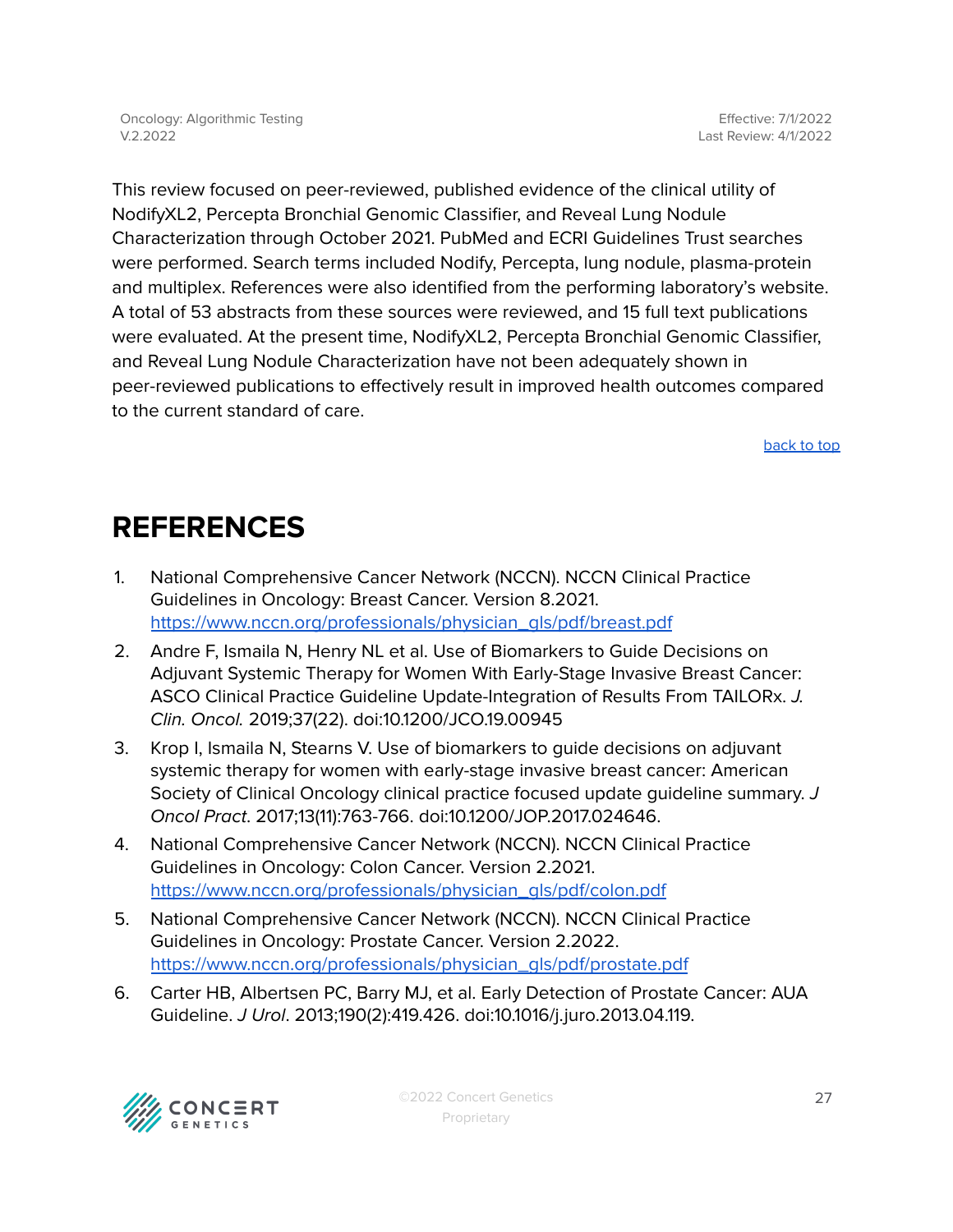This review focused on peer-reviewed, published evidence of the clinical utility of NodifyXL2, Percepta Bronchial Genomic Classifier, and Reveal Lung Nodule Characterization through October 2021. PubMed and ECRI Guidelines Trust searches were performed. Search terms included Nodify, Percepta, lung nodule, plasma-protein and multiplex. References were also identified from the performing laboratory's website. A total of 53 abstracts from these sources were reviewed, and 15 full text publications were evaluated. At the present time, NodifyXL2, Percepta Bronchial Genomic Classifier, and Reveal Lung Nodule Characterization have not been adequately shown in peer-reviewed publications to effectively result in improved health outcomes compared to the current standard of care.

[back to top](#)

# REFERENCES

1. National Comprehensive Cancer Network (NCCN). NCCN Clinical Practice Guidelines in Oncology: Breast Cancer. Version 8.2021. [https://www.nccn.org/professionals/physician_gls/pdf/breast.pdf](https://www.nccn.org/professionals/physician_gls/pdf/breast.pdf)
2. Andre F, Ismaila N, Henry NL et al. Use of Biomarkers to Guide Decisions on Adjuvant Systemic Therapy for Women With Early-Stage Invasive Breast Cancer: ASCO Clinical Practice Guideline Update-Integration of Results From TAILORx. *J. Clin. Oncol.* 2019;37(22). doi:10.1200/JCO.19.00945
3. Krop I, Ismaila N, Stearns V. Use of biomarkers to guide decisions on adjuvant systemic therapy for women with early-stage invasive breast cancer: American Society of Clinical Oncology clinical practice focused update guideline summary. *J Oncol Pract*. 2017;13(11):763-766. doi:10.1200/JOP.2017.024646.
4. National Comprehensive Cancer Network (NCCN). NCCN Clinical Practice Guidelines in Oncology: Colon Cancer. Version 2.2021. [https://www.nccn.org/professionals/physician_gls/pdf/colon.pdf](https://www.nccn.org/professionals/physician_gls/pdf/colon.pdf)
5. National Comprehensive Cancer Network (NCCN). NCCN Clinical Practice Guidelines in Oncology: Prostate Cancer. Version 2.2022. [https://www.nccn.org/professionals/physician_gls/pdf/prostate.pdf](https://www.nccn.org/professionals/physician_gls/pdf/prostate.pdf)
6. Carter HB, Albertsen PC, Barry MJ, et al. Early Detection of Prostate Cancer: AUA Guideline. *J Urol*. 2013;190(2):419.426. doi:10.1016/j.juro.2013.04.119.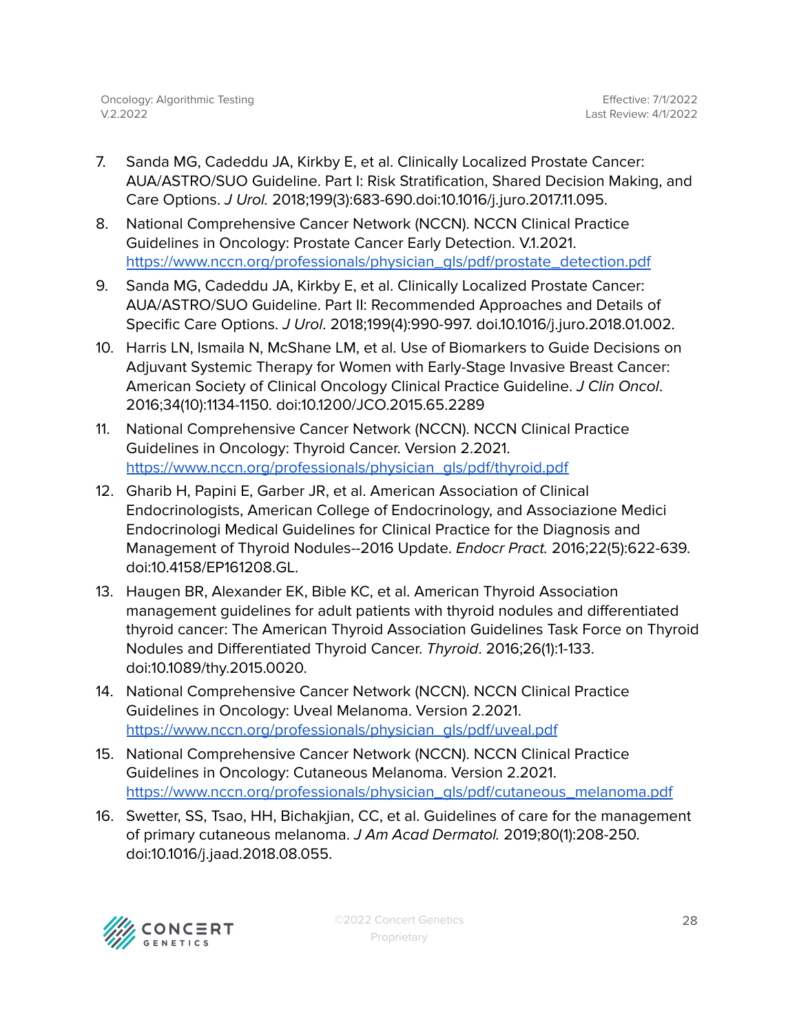7. Sanda MG, Cadeddu JA, Kirkby E, et al. Clinically Localized Prostate Cancer: AUA/ASTRO/SUO Guideline. Part I: Risk Stratification, Shared Decision Making, and Care Options. *J Urol.* 2018;199(3):683-690.doi:10.1016/j.juro.2017.11.095.
8. National Comprehensive Cancer Network (NCCN). NCCN Clinical Practice Guidelines in Oncology: Prostate Cancer Early Detection. V.1.2021. [https://www.nccn.org/professionals/physician_gls/pdf/prostate_detection.pdf](https://www.nccn.org/professionals/physician_gls/pdf/prostate_detection.pdf)
9. Sanda MG, Cadeddu JA, Kirkby E, et al. Clinically Localized Prostate Cancer: AUA/ASTRO/SUO Guideline. Part II: Recommended Approaches and Details of Specific Care Options. *J Urol*. 2018;199(4):990-997. doi.10.1016/j.juro.2018.01.002.
10. Harris LN, Ismaila N, McShane LM, et al. Use of Biomarkers to Guide Decisions on Adjuvant Systemic Therapy for Women with Early-Stage Invasive Breast Cancer: American Society of Clinical Oncology Clinical Practice Guideline. *J Clin Oncol*. 2016;34(10):1134-1150. doi:10.1200/JCO.2015.65.2289
11. National Comprehensive Cancer Network (NCCN). NCCN Clinical Practice Guidelines in Oncology: Thyroid Cancer. Version 2.2021. [https://www.nccn.org/professionals/physician_gls/pdf/thyroid.pdf](https://www.nccn.org/professionals/physician_gls/pdf/thyroid.pdf)
12. Gharib H, Papini E, Garber JR, et al. American Association of Clinical Endocrinologists, American College of Endocrinology, and Associazione Medici Endocrinologi Medical Guidelines for Clinical Practice for the Diagnosis and Management of Thyroid Nodules--2016 Update. *Endocr Pract.* 2016;22(5):622-639. doi:10.4158/EP161208.GL.
13. Haugen BR, Alexander EK, Bible KC, et al. American Thyroid Association management guidelines for adult patients with thyroid nodules and differentiated thyroid cancer: The American Thyroid Association Guidelines Task Force on Thyroid Nodules and Differentiated Thyroid Cancer. *Thyroid*. 2016;26(1):1-133. doi:10.1089/thy.2015.0020.
14. National Comprehensive Cancer Network (NCCN). NCCN Clinical Practice Guidelines in Oncology: Uveal Melanoma. Version 2.2021. [https://www.nccn.org/professionals/physician_gls/pdf/uveal.pdf](https://www.nccn.org/professionals/physician_gls/pdf/uveal.pdf)
15. National Comprehensive Cancer Network (NCCN). NCCN Clinical Practice Guidelines in Oncology: Cutaneous Melanoma. Version 2.2021. [https://www.nccn.org/professionals/physician_gls/pdf/cutaneous_melanoma.pdf](https://www.nccn.org/professionals/physician_gls/pdf/cutaneous_melanoma.pdf)
16. Swetter, SS, Tsao, HH, Bichakjian, CC, et al. Guidelines of care for the management of primary cutaneous melanoma. *J Am Acad Dermatol.* 2019;80(1):208-250. doi:10.1016/j.jaad.2018.08.055.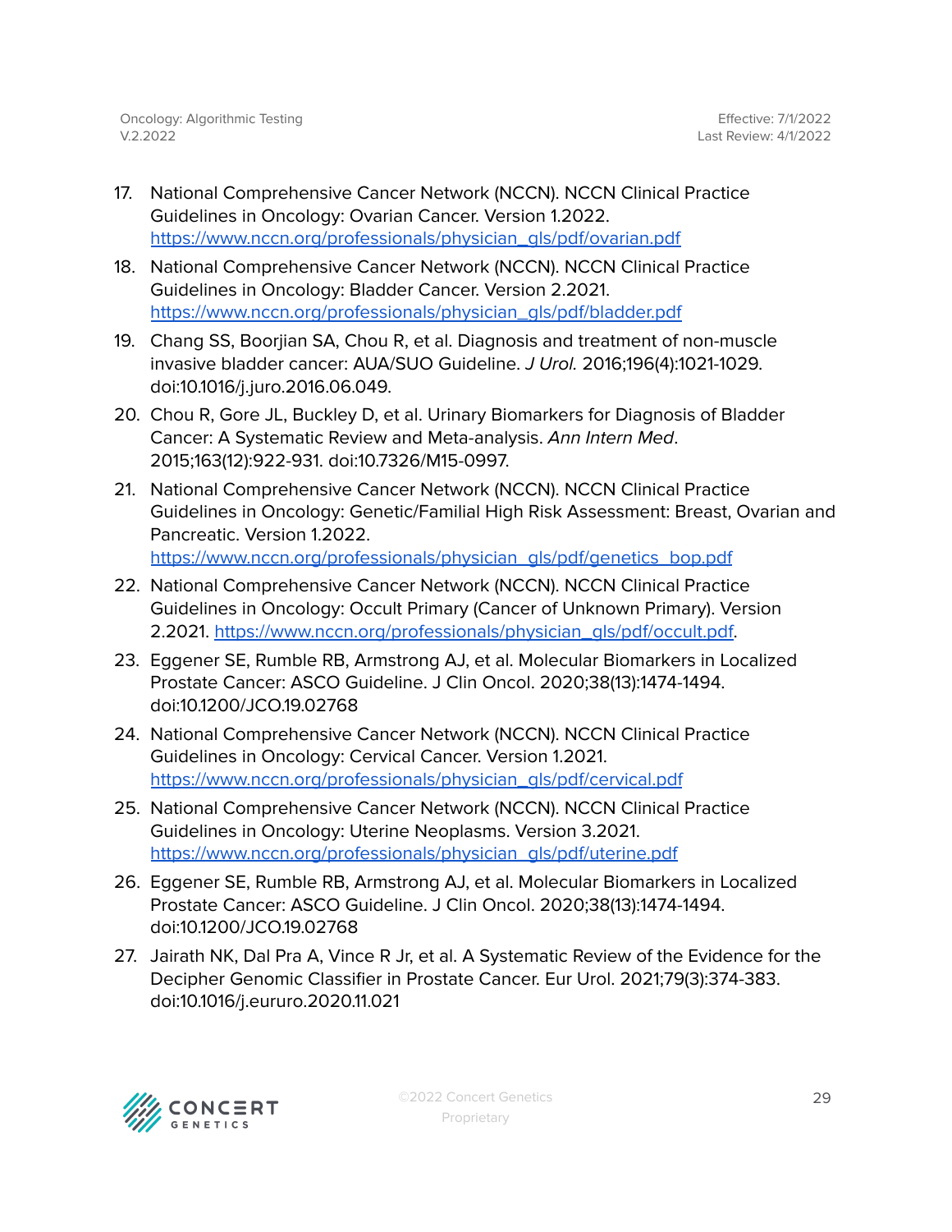17. National Comprehensive Cancer Network (NCCN). NCCN Clinical Practice Guidelines in Oncology: Ovarian Cancer. Version 1.2022. https://www.nccn.org/professionals/physician_gls/pdf/ovarian.pdf
18. National Comprehensive Cancer Network (NCCN). NCCN Clinical Practice Guidelines in Oncology: Bladder Cancer. Version 2.2021. https://www.nccn.org/professionals/physician_gls/pdf/bladder.pdf
19. Chang SS, Boorjian SA, Chou R, et al. Diagnosis and treatment of non-muscle invasive bladder cancer: AUA/SUO Guideline. *J Urol.* 2016;196(4):1021-1029. doi:10.1016/j.juro.2016.06.049.
20. Chou R, Gore JL, Buckley D, et al. Urinary Biomarkers for Diagnosis of Bladder Cancer: A Systematic Review and Meta-analysis. *Ann Intern Med*. 2015;163(12):922-931. doi:10.7326/M15-0997.
21. National Comprehensive Cancer Network (NCCN). NCCN Clinical Practice Guidelines in Oncology: Genetic/Familial High Risk Assessment: Breast, Ovarian and Pancreatic. Version 1.2022. https://www.nccn.org/professionals/physician_gls/pdf/genetics_bop.pdf
22. National Comprehensive Cancer Network (NCCN). NCCN Clinical Practice Guidelines in Oncology: Occult Primary (Cancer of Unknown Primary). Version 2.2021. https://www.nccn.org/professionals/physician_gls/pdf/occult.pdf.
23. Eggener SE, Rumble RB, Armstrong AJ, et al. Molecular Biomarkers in Localized Prostate Cancer: ASCO Guideline. J Clin Oncol. 2020;38(13):1474-1494. doi:10.1200/JCO.19.02768
24. National Comprehensive Cancer Network (NCCN). NCCN Clinical Practice Guidelines in Oncology: Cervical Cancer. Version 1.2021. https://www.nccn.org/professionals/physician_gls/pdf/cervical.pdf
25. National Comprehensive Cancer Network (NCCN). NCCN Clinical Practice Guidelines in Oncology: Uterine Neoplasms. Version 3.2021. https://www.nccn.org/professionals/physician_gls/pdf/uterine.pdf
26. Eggener SE, Rumble RB, Armstrong AJ, et al. Molecular Biomarkers in Localized Prostate Cancer: ASCO Guideline. J Clin Oncol. 2020;38(13):1474-1494. doi:10.1200/JCO.19.02768
27. Jairath NK, Dal Pra A, Vince R Jr, et al. A Systematic Review of the Evidence for the Decipher Genomic Classifier in Prostate Cancer. Eur Urol. 2021;79(3):374-383. doi:10.1016/j.eururo.2020.11.021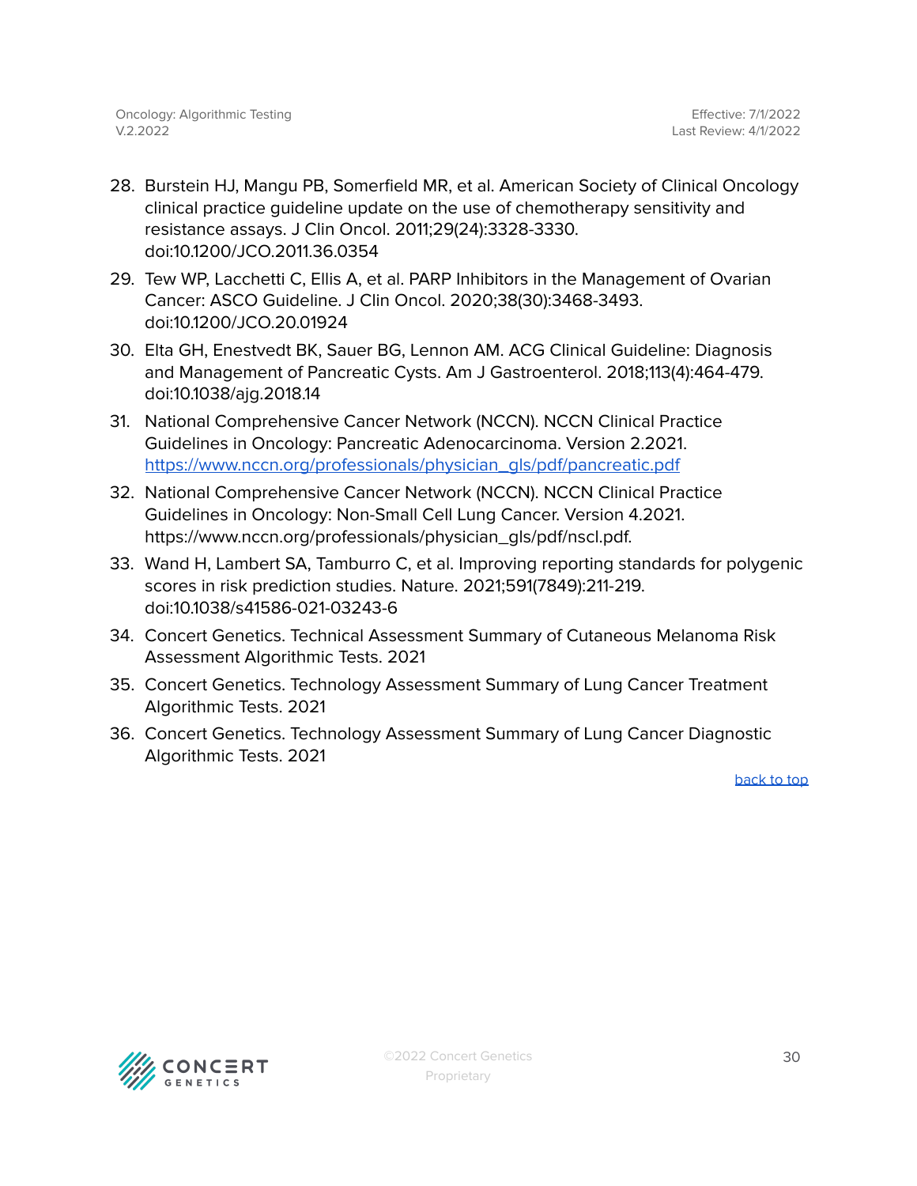28. Burstein HJ, Mangu PB, Somerfield MR, et al. American Society of Clinical Oncology clinical practice guideline update on the use of chemotherapy sensitivity and resistance assays. J Clin Oncol. 2011;29(24):3328-3330. doi:10.1200/JCO.2011.36.0354
29. Tew WP, Lacchetti C, Ellis A, et al. PARP Inhibitors in the Management of Ovarian Cancer: ASCO Guideline. J Clin Oncol. 2020;38(30):3468-3493. doi:10.1200/JCO.20.01924
30. Elta GH, Enestvedt BK, Sauer BG, Lennon AM. ACG Clinical Guideline: Diagnosis and Management of Pancreatic Cysts. Am J Gastroenterol. 2018;113(4):464-479. doi:10.1038/ajg.2018.14
31. National Comprehensive Cancer Network (NCCN). NCCN Clinical Practice Guidelines in Oncology: Pancreatic Adenocarcinoma. Version 2.2021. [https://www.nccn.org/professionals/physician_gls/pdf/pancreatic.pdf](https://www.nccn.org/professionals/physician_gls/pdf/pancreatic.pdf)
32. National Comprehensive Cancer Network (NCCN). NCCN Clinical Practice Guidelines in Oncology: Non-Small Cell Lung Cancer. Version 4.2021. https://www.nccn.org/professionals/physician_gls/pdf/nscl.pdf.
33. Wand H, Lambert SA, Tamburro C, et al. Improving reporting standards for polygenic scores in risk prediction studies. Nature. 2021;591(7849):211-219. doi:10.1038/s41586-021-03243-6
34. Concert Genetics. Technical Assessment Summary of Cutaneous Melanoma Risk Assessment Algorithmic Tests. 2021
35. Concert Genetics. Technology Assessment Summary of Lung Cancer Treatment Algorithmic Tests. 2021
36. Concert Genetics. Technology Assessment Summary of Lung Cancer Diagnostic Algorithmic Tests. 2021

back to top